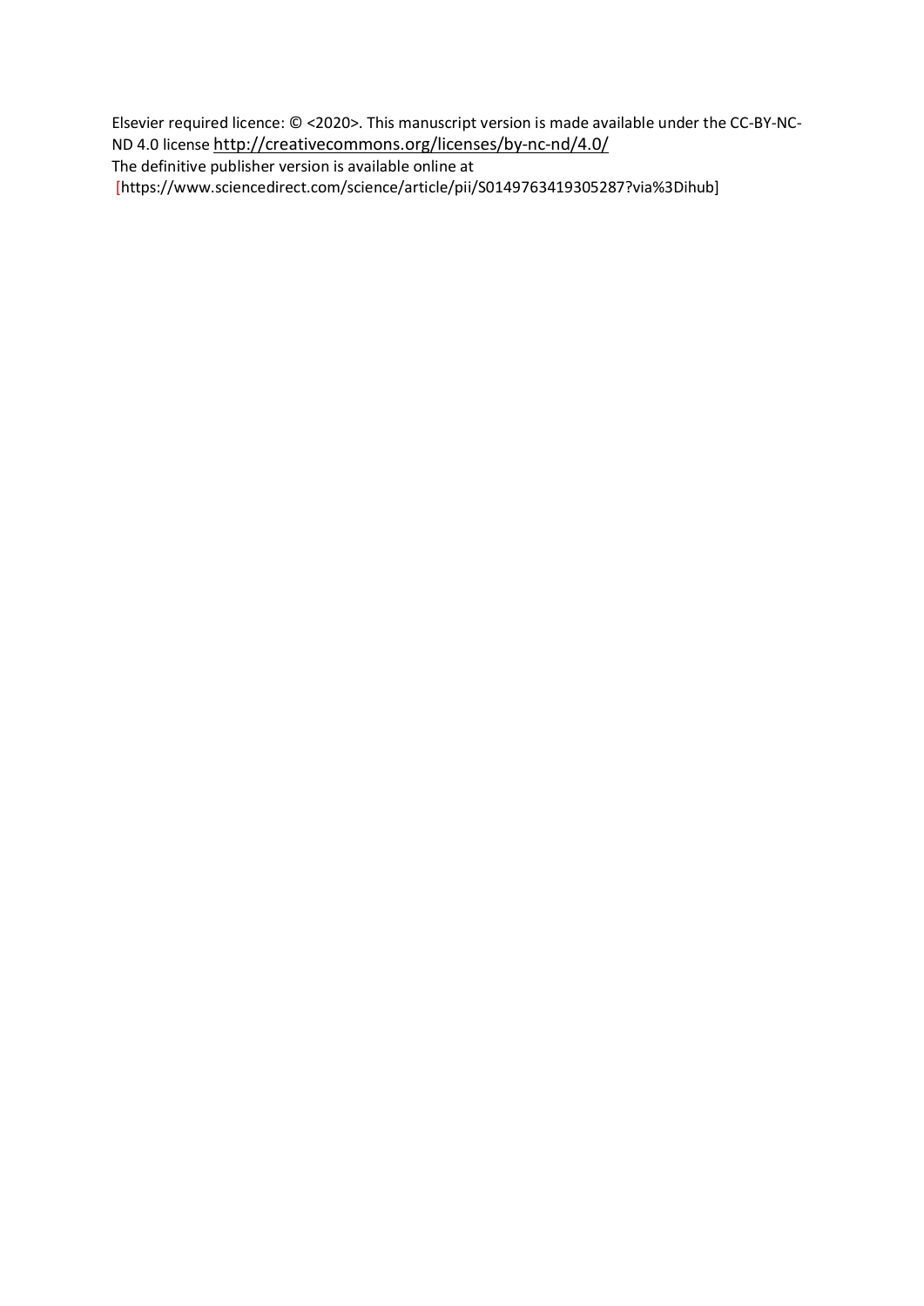Elsevier required licence: © <2020>. This manuscript version is made available under the CC-BY-NC-ND 4.0 license http://creativecommons.org/licenses/by-nc-nd/4.0/

The definitive publisher version is available online at

[https://www.sciencedirect.com/science/article/pii/S0149763419305287?via%3Dihub]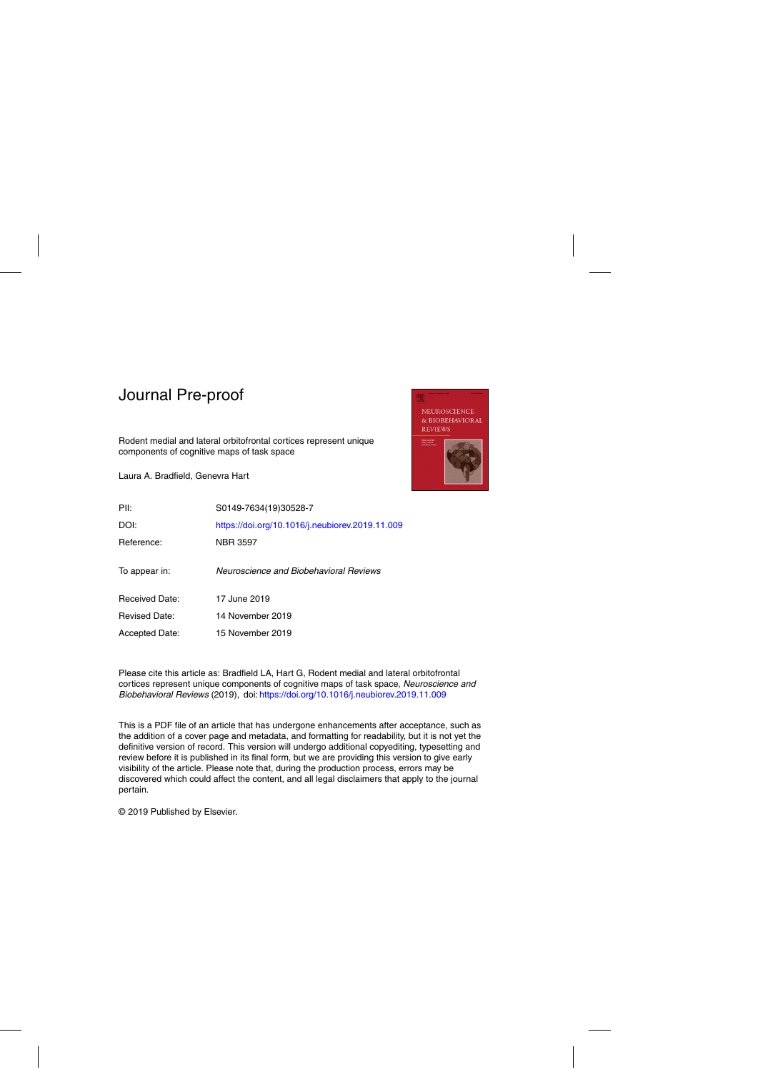# Journal Pre-proof

Rodent medial and lateral orbitofrontal cortices represent unique components of cognitive maps of task space

Laura A. Bradfield, Genevra Hart

| | |
|---|---|
| PII: | S0149-7634(19)30528-7 |
| DOI: | https://doi.org/10.1016/j.neubiorev.2019.11.009 |
| Reference: | NBR 3597 |
| To appear in: | *Neuroscience and Biobehavioral Reviews* |
| Received Date: | 17 June 2019 |
| Revised Date: | 14 November 2019 |
| Accepted Date: | 15 November 2019 |

Please cite this article as: Bradfield LA, Hart G, Rodent medial and lateral orbitofrontal cortices represent unique components of cognitive maps of task space, *Neuroscience and Biobehavioral Reviews* (2019), doi: https://doi.org/10.1016/j.neubiorev.2019.11.009

This is a PDF file of an article that has undergone enhancements after acceptance, such as the addition of a cover page and metadata, and formatting for readability, but it is not yet the definitive version of record. This version will undergo additional copyediting, typesetting and review before it is published in its final form, but we are providing this version to give early visibility of the article. Please note that, during the production process, errors may be discovered which could affect the content, and all legal disclaimers that apply to the journal pertain.

© 2019 Published by Elsevier.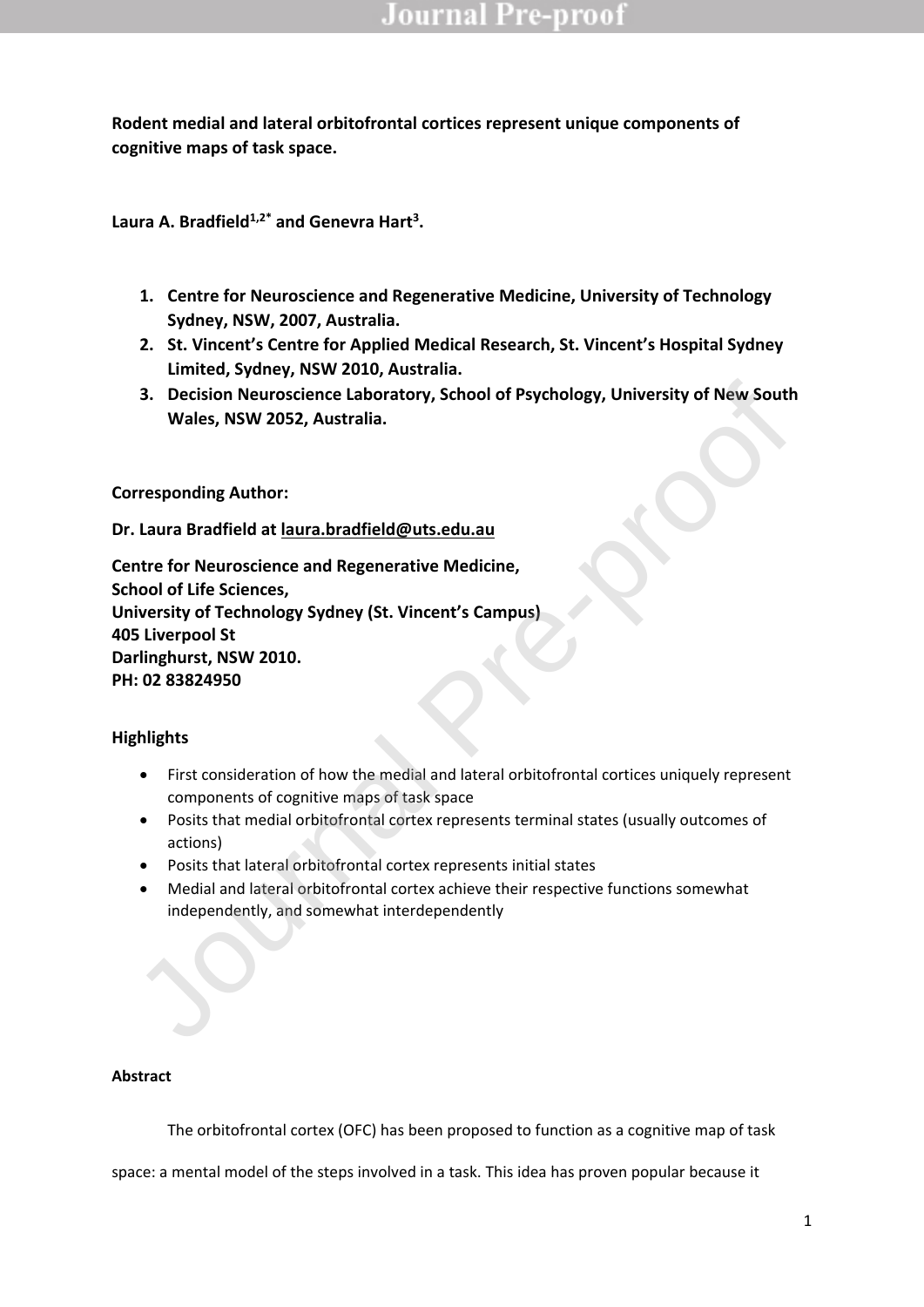**Rodent medial and lateral orbitofrontal cortices represent unique components of cognitive maps of task space.**

**Laura A. Bradfield[1,2*] and Genevra Hart[3].**

1. **Centre for Neuroscience and Regenerative Medicine, University of Technology Sydney, NSW, 2007, Australia.**
2. **St. Vincent's Centre for Applied Medical Research, St. Vincent's Hospital Sydney Limited, Sydney, NSW 2010, Australia.**
3. **Decision Neuroscience Laboratory, School of Psychology, University of New South Wales, NSW 2052, Australia.**

**Corresponding Author:**

**Dr. Laura Bradfield at laura.bradfield@uts.edu.au**

**Centre for Neuroscience and Regenerative Medicine,**
**School of Life Sciences,**
**University of Technology Sydney (St. Vincent's Campus)**
**405 Liverpool St**
**Darlinghurst, NSW 2010.**
**PH: 02 83824950**

**Highlights**

- First consideration of how the medial and lateral orbitofrontal cortices uniquely represent components of cognitive maps of task space
- Posits that medial orbitofrontal cortex represents terminal states (usually outcomes of actions)
- Posits that lateral orbitofrontal cortex represents initial states
- Medial and lateral orbitofrontal cortex achieve their respective functions somewhat independently, and somewhat interdependently

**Abstract**

The orbitofrontal cortex (OFC) has been proposed to function as a cognitive map of task space: a mental model of the steps involved in a task. This idea has proven popular because it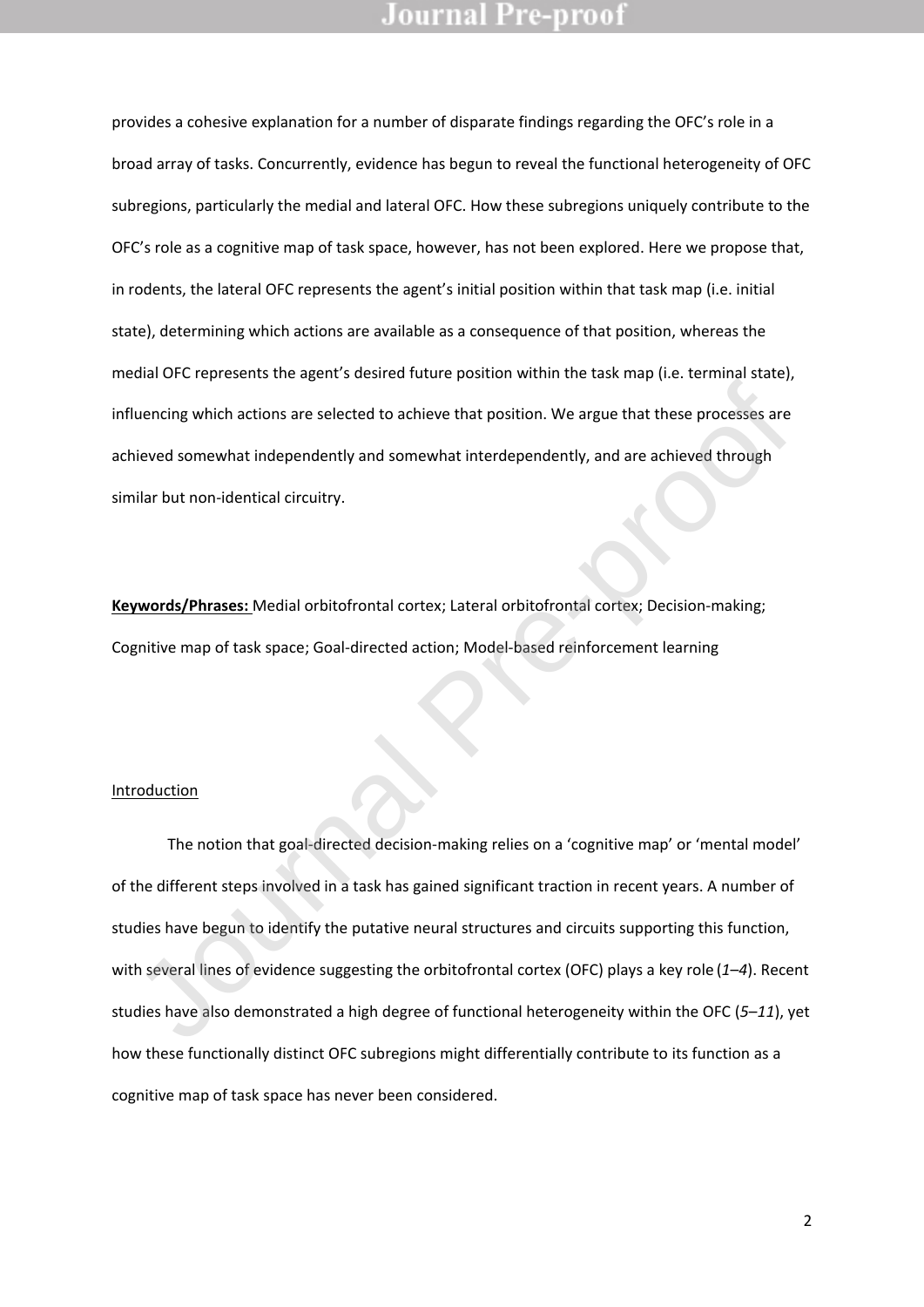provides a cohesive explanation for a number of disparate findings regarding the OFC's role in a broad array of tasks. Concurrently, evidence has begun to reveal the functional heterogeneity of OFC subregions, particularly the medial and lateral OFC. How these subregions uniquely contribute to the OFC's role as a cognitive map of task space, however, has not been explored. Here we propose that, in rodents, the lateral OFC represents the agent's initial position within that task map (i.e. initial state), determining which actions are available as a consequence of that position, whereas the medial OFC represents the agent's desired future position within the task map (i.e. terminal state), influencing which actions are selected to achieve that position. We argue that these processes are achieved somewhat independently and somewhat interdependently, and are achieved through similar but non-identical circuitry.

**Keywords/Phrases:** Medial orbitofrontal cortex; Lateral orbitofrontal cortex; Decision-making; Cognitive map of task space; Goal-directed action; Model-based reinforcement learning

## Introduction

The notion that goal-directed decision-making relies on a 'cognitive map' or 'mental model' of the different steps involved in a task has gained significant traction in recent years. A number of studies have begun to identify the putative neural structures and circuits supporting this function, with several lines of evidence suggesting the orbitofrontal cortex (OFC) plays a key role (*1–4*). Recent studies have also demonstrated a high degree of functional heterogeneity within the OFC (*5–11*), yet how these functionally distinct OFC subregions might differentially contribute to its function as a cognitive map of task space has never been considered.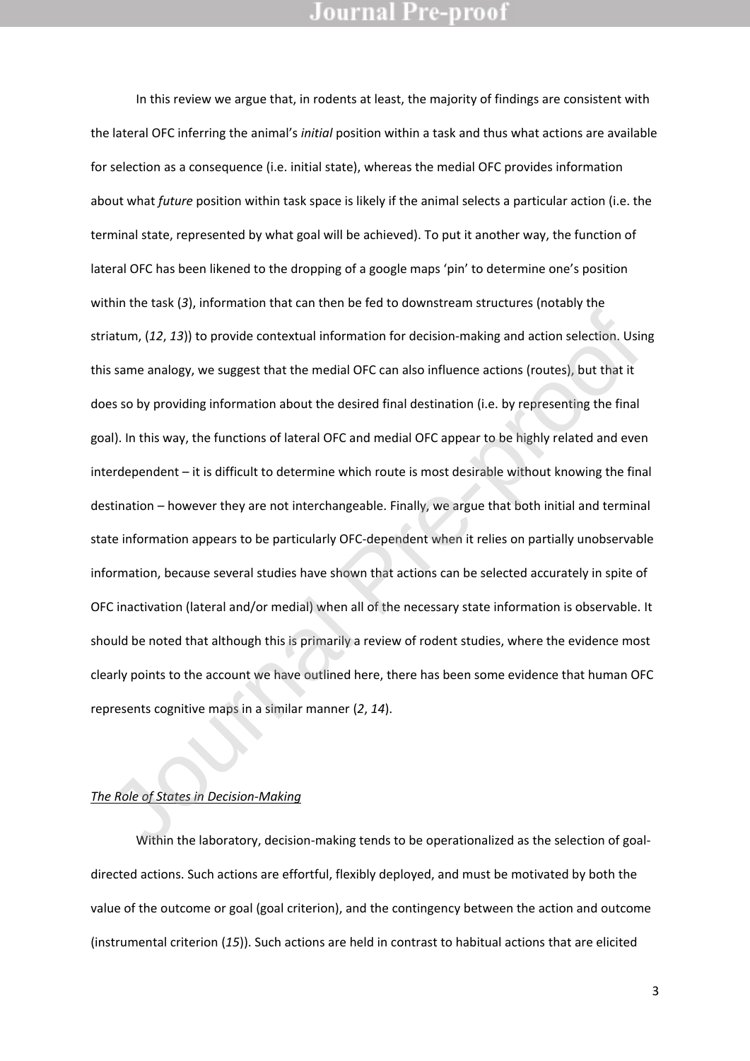In this review we argue that, in rodents at least, the majority of findings are consistent with the lateral OFC inferring the animal's *initial* position within a task and thus what actions are available for selection as a consequence (i.e. initial state), whereas the medial OFC provides information about what *future* position within task space is likely if the animal selects a particular action (i.e. the terminal state, represented by what goal will be achieved). To put it another way, the function of lateral OFC has been likened to the dropping of a google maps 'pin' to determine one's position within the task (*3*), information that can then be fed to downstream structures (notably the striatum, (*12*, *13*)) to provide contextual information for decision-making and action selection. Using this same analogy, we suggest that the medial OFC can also influence actions (routes), but that it does so by providing information about the desired final destination (i.e. by representing the final goal). In this way, the functions of lateral OFC and medial OFC appear to be highly related and even interdependent – it is difficult to determine which route is most desirable without knowing the final destination – however they are not interchangeable. Finally, we argue that both initial and terminal state information appears to be particularly OFC-dependent when it relies on partially unobservable information, because several studies have shown that actions can be selected accurately in spite of OFC inactivation (lateral and/or medial) when all of the necessary state information is observable. It should be noted that although this is primarily a review of rodent studies, where the evidence most clearly points to the account we have outlined here, there has been some evidence that human OFC represents cognitive maps in a similar manner (*2*, *14*).

## *The Role of States in Decision-Making*

Within the laboratory, decision-making tends to be operationalized as the selection of goal-directed actions. Such actions are effortful, flexibly deployed, and must be motivated by both the value of the outcome or goal (goal criterion), and the contingency between the action and outcome (instrumental criterion (*15*)). Such actions are held in contrast to habitual actions that are elicited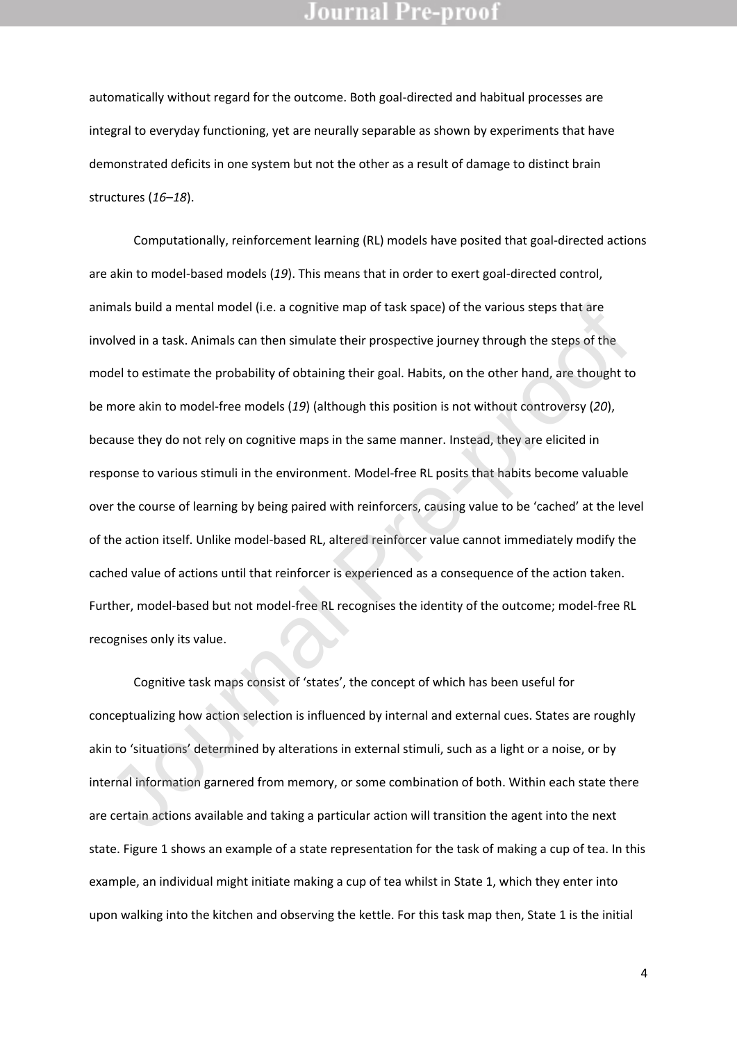automatically without regard for the outcome. Both goal-directed and habitual processes are integral to everyday functioning, yet are neurally separable as shown by experiments that have demonstrated deficits in one system but not the other as a result of damage to distinct brain structures (*16*–*18*).

Computationally, reinforcement learning (RL) models have posited that goal-directed actions are akin to model-based models (*19*). This means that in order to exert goal-directed control, animals build a mental model (i.e. a cognitive map of task space) of the various steps that are involved in a task. Animals can then simulate their prospective journey through the steps of the model to estimate the probability of obtaining their goal. Habits, on the other hand, are thought to be more akin to model-free models (*19*) (although this position is not without controversy (*20*), because they do not rely on cognitive maps in the same manner. Instead, they are elicited in response to various stimuli in the environment. Model-free RL posits that habits become valuable over the course of learning by being paired with reinforcers, causing value to be 'cached' at the level of the action itself. Unlike model-based RL, altered reinforcer value cannot immediately modify the cached value of actions until that reinforcer is experienced as a consequence of the action taken. Further, model-based but not model-free RL recognises the identity of the outcome; model-free RL recognises only its value.

Cognitive task maps consist of 'states', the concept of which has been useful for conceptualizing how action selection is influenced by internal and external cues. States are roughly akin to 'situations' determined by alterations in external stimuli, such as a light or a noise, or by internal information garnered from memory, or some combination of both. Within each state there are certain actions available and taking a particular action will transition the agent into the next state. Figure 1 shows an example of a state representation for the task of making a cup of tea. In this example, an individual might initiate making a cup of tea whilst in State 1, which they enter into upon walking into the kitchen and observing the kettle. For this task map then, State 1 is the initial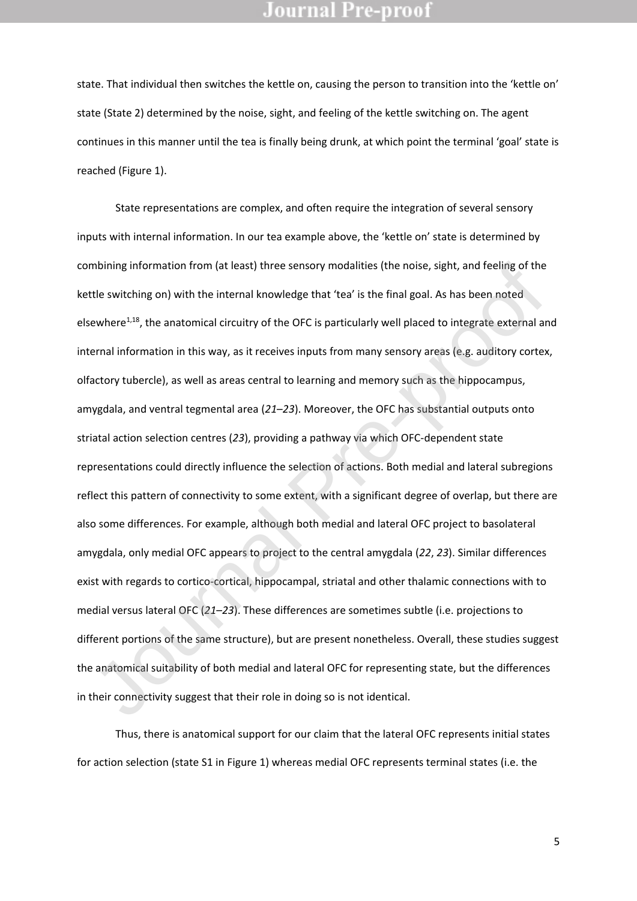state. That individual then switches the kettle on, causing the person to transition into the 'kettle on' state (State 2) determined by the noise, sight, and feeling of the kettle switching on. The agent continues in this manner until the tea is finally being drunk, at which point the terminal 'goal' state is reached (Figure 1).

State representations are complex, and often require the integration of several sensory inputs with internal information. In our tea example above, the 'kettle on' state is determined by combining information from (at least) three sensory modalities (the noise, sight, and feeling of the kettle switching on) with the internal knowledge that 'tea' is the final goal. As has been noted elsewhere[1,18], the anatomical circuitry of the OFC is particularly well placed to integrate external and internal information in this way, as it receives inputs from many sensory areas (e.g. auditory cortex, olfactory tubercle), as well as areas central to learning and memory such as the hippocampus, amygdala, and ventral tegmental area (*21*–*23*). Moreover, the OFC has substantial outputs onto striatal action selection centres (*23*), providing a pathway via which OFC-dependent state representations could directly influence the selection of actions. Both medial and lateral subregions reflect this pattern of connectivity to some extent, with a significant degree of overlap, but there are also some differences. For example, although both medial and lateral OFC project to basolateral amygdala, only medial OFC appears to project to the central amygdala (*22*, *23*). Similar differences exist with regards to cortico-cortical, hippocampal, striatal and other thalamic connections with to medial versus lateral OFC (*21*–*23*). These differences are sometimes subtle (i.e. projections to different portions of the same structure), but are present nonetheless. Overall, these studies suggest the anatomical suitability of both medial and lateral OFC for representing state, but the differences in their connectivity suggest that their role in doing so is not identical.

Thus, there is anatomical support for our claim that the lateral OFC represents initial states for action selection (state S1 in Figure 1) whereas medial OFC represents terminal states (i.e. the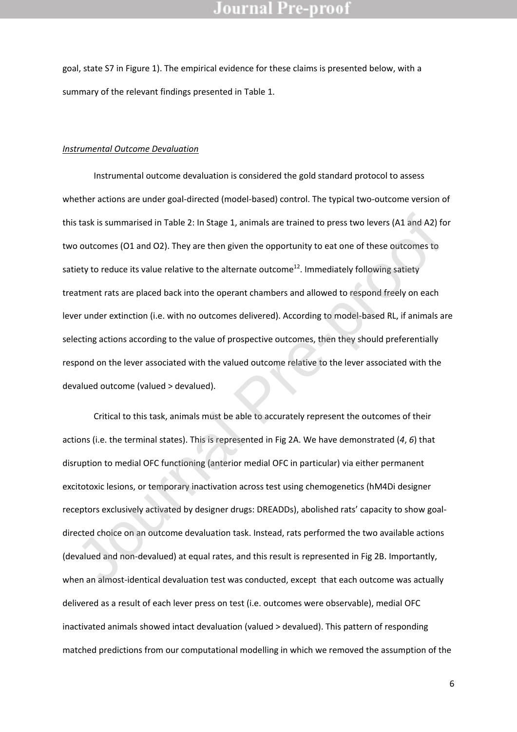goal, state S7 in Figure 1). The empirical evidence for these claims is presented below, with a summary of the relevant findings presented in Table 1.

*Instrumental Outcome Devaluation*

Instrumental outcome devaluation is considered the gold standard protocol to assess whether actions are under goal-directed (model-based) control. The typical two-outcome version of this task is summarised in Table 2: In Stage 1, animals are trained to press two levers (A1 and A2) for two outcomes (O1 and O2). They are then given the opportunity to eat one of these outcomes to satiety to reduce its value relative to the alternate outcome[12]. Immediately following satiety treatment rats are placed back into the operant chambers and allowed to respond freely on each lever under extinction (i.e. with no outcomes delivered). According to model-based RL, if animals are selecting actions according to the value of prospective outcomes, then they should preferentially respond on the lever associated with the valued outcome relative to the lever associated with the devalued outcome (valued > devalued).

Critical to this task, animals must be able to accurately represent the outcomes of their actions (i.e. the terminal states). This is represented in Fig 2A. We have demonstrated (*4*, *6*) that disruption to medial OFC functioning (anterior medial OFC in particular) via either permanent excitotoxic lesions, or temporary inactivation across test using chemogenetics (hM4Di designer receptors exclusively activated by designer drugs: DREADDs), abolished rats' capacity to show goal-directed choice on an outcome devaluation task. Instead, rats performed the two available actions (devalued and non-devalued) at equal rates, and this result is represented in Fig 2B. Importantly, when an almost-identical devaluation test was conducted, except that each outcome was actually delivered as a result of each lever press on test (i.e. outcomes were observable), medial OFC inactivated animals showed intact devaluation (valued > devalued). This pattern of responding matched predictions from our computational modelling in which we removed the assumption of the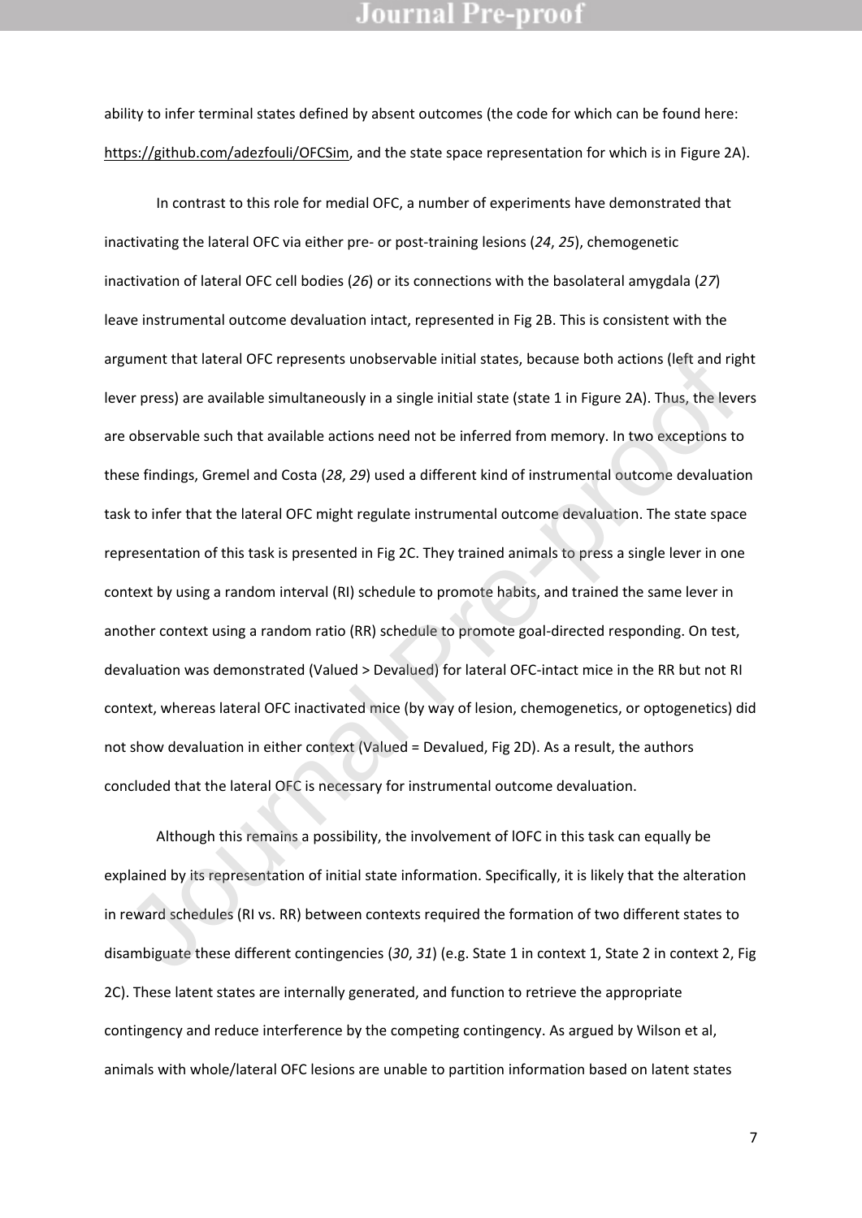ability to infer terminal states defined by absent outcomes (the code for which can be found here: https://github.com/adezfouli/OFCSim, and the state space representation for which is in Figure 2A).

In contrast to this role for medial OFC, a number of experiments have demonstrated that inactivating the lateral OFC via either pre- or post-training lesions (*24*, *25*), chemogenetic inactivation of lateral OFC cell bodies (*26*) or its connections with the basolateral amygdala (*27*) leave instrumental outcome devaluation intact, represented in Fig 2B. This is consistent with the argument that lateral OFC represents unobservable initial states, because both actions (left and right lever press) are available simultaneously in a single initial state (state 1 in Figure 2A). Thus, the levers are observable such that available actions need not be inferred from memory. In two exceptions to these findings, Gremel and Costa (*28*, *29*) used a different kind of instrumental outcome devaluation task to infer that the lateral OFC might regulate instrumental outcome devaluation. The state space representation of this task is presented in Fig 2C. They trained animals to press a single lever in one context by using a random interval (RI) schedule to promote habits, and trained the same lever in another context using a random ratio (RR) schedule to promote goal-directed responding. On test, devaluation was demonstrated (Valued > Devalued) for lateral OFC-intact mice in the RR but not RI context, whereas lateral OFC inactivated mice (by way of lesion, chemogenetics, or optogenetics) did not show devaluation in either context (Valued = Devalued, Fig 2D). As a result, the authors concluded that the lateral OFC is necessary for instrumental outcome devaluation.

Although this remains a possibility, the involvement of lOFC in this task can equally be explained by its representation of initial state information. Specifically, it is likely that the alteration in reward schedules (RI vs. RR) between contexts required the formation of two different states to disambiguate these different contingencies (*30*, *31*) (e.g. State 1 in context 1, State 2 in context 2, Fig 2C). These latent states are internally generated, and function to retrieve the appropriate contingency and reduce interference by the competing contingency. As argued by Wilson et al, animals with whole/lateral OFC lesions are unable to partition information based on latent states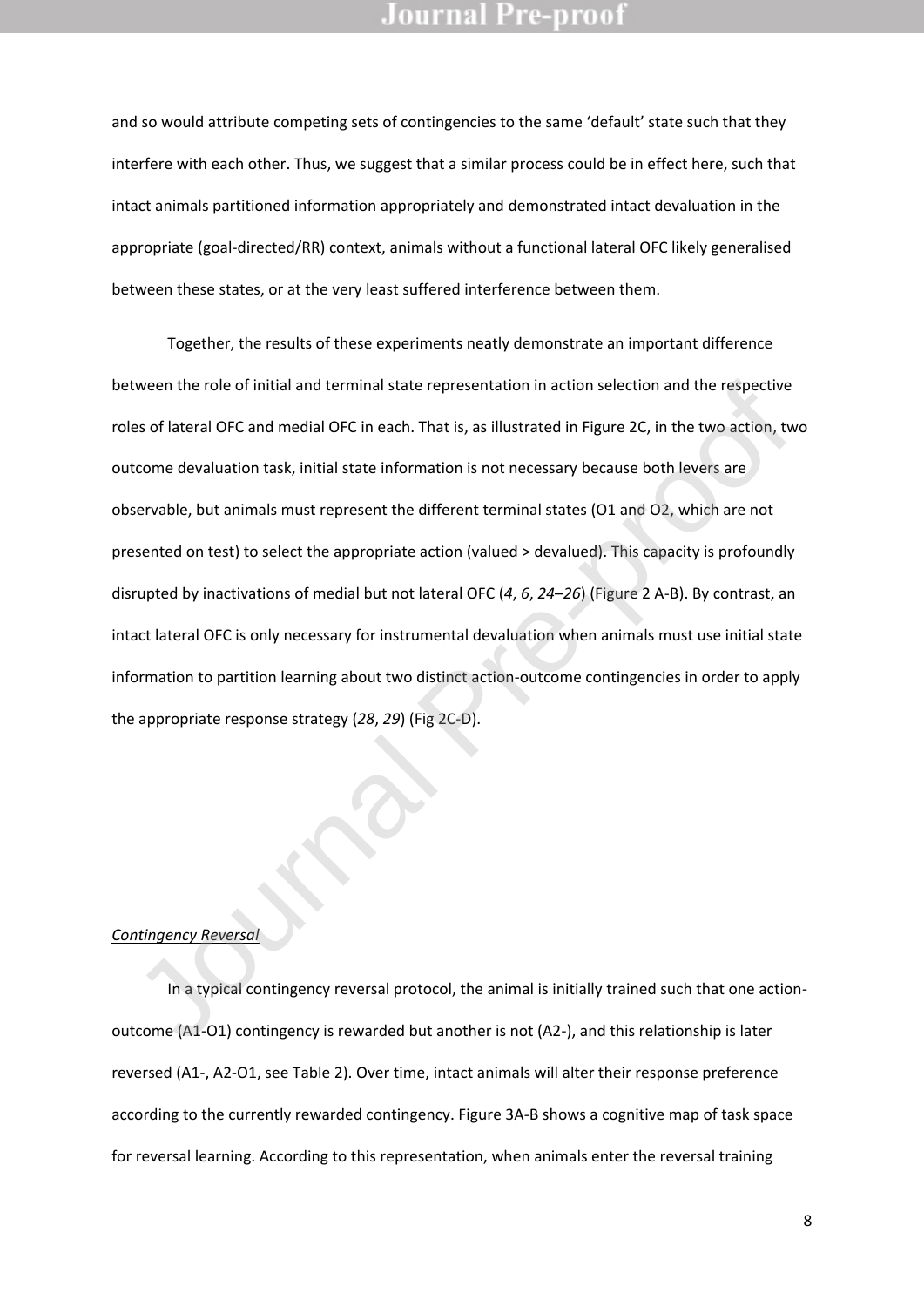and so would attribute competing sets of contingencies to the same 'default' state such that they interfere with each other. Thus, we suggest that a similar process could be in effect here, such that intact animals partitioned information appropriately and demonstrated intact devaluation in the appropriate (goal-directed/RR) context, animals without a functional lateral OFC likely generalised between these states, or at the very least suffered interference between them.

Together, the results of these experiments neatly demonstrate an important difference between the role of initial and terminal state representation in action selection and the respective roles of lateral OFC and medial OFC in each. That is, as illustrated in Figure 2C, in the two action, two outcome devaluation task, initial state information is not necessary because both levers are observable, but animals must represent the different terminal states (O1 and O2, which are not presented on test) to select the appropriate action (valued > devalued). This capacity is profoundly disrupted by inactivations of medial but not lateral OFC (*4*, *6*, *24*–*26*) (Figure 2 A-B). By contrast, an intact lateral OFC is only necessary for instrumental devaluation when animals must use initial state information to partition learning about two distinct action-outcome contingencies in order to apply the appropriate response strategy (*28*, *29*) (Fig 2C-D).

*Contingency Reversal*

In a typical contingency reversal protocol, the animal is initially trained such that one action-outcome (A1-O1) contingency is rewarded but another is not (A2-), and this relationship is later reversed (A1-, A2-O1, see Table 2). Over time, intact animals will alter their response preference according to the currently rewarded contingency. Figure 3A-B shows a cognitive map of task space for reversal learning. According to this representation, when animals enter the reversal training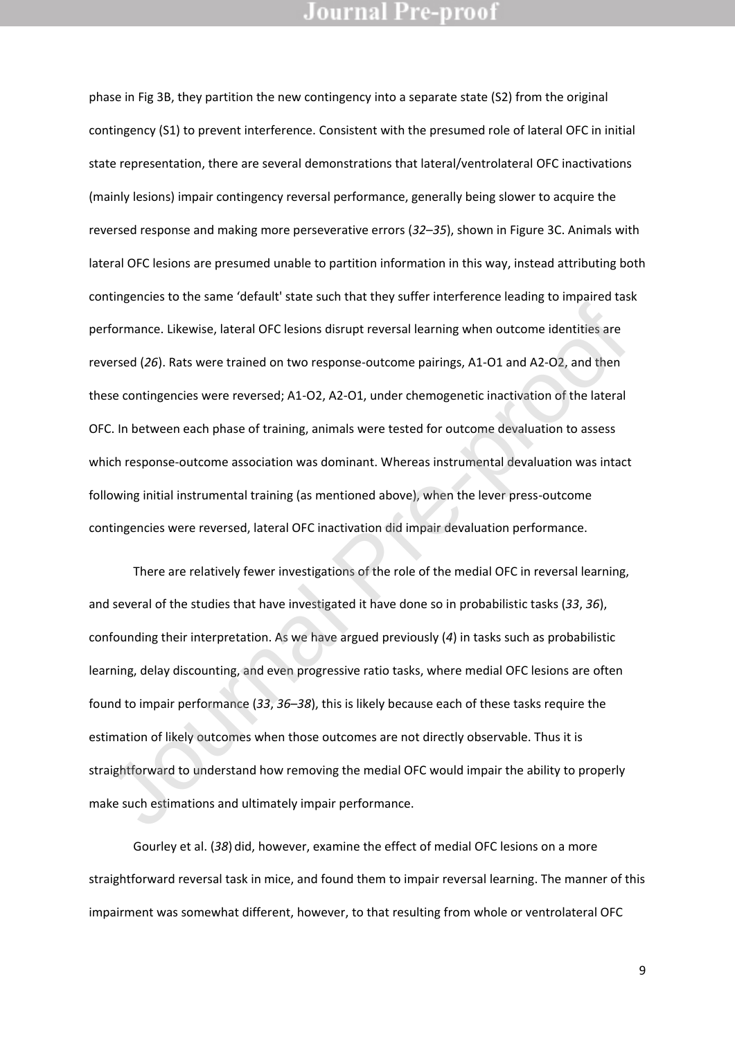phase in Fig 3B, they partition the new contingency into a separate state (S2) from the original contingency (S1) to prevent interference. Consistent with the presumed role of lateral OFC in initial state representation, there are several demonstrations that lateral/ventrolateral OFC inactivations (mainly lesions) impair contingency reversal performance, generally being slower to acquire the reversed response and making more perseverative errors (*32*–*35*), shown in Figure 3C. Animals with lateral OFC lesions are presumed unable to partition information in this way, instead attributing both contingencies to the same 'default' state such that they suffer interference leading to impaired task performance. Likewise, lateral OFC lesions disrupt reversal learning when outcome identities are reversed (*26*). Rats were trained on two response-outcome pairings, A1-O1 and A2-O2, and then these contingencies were reversed; A1-O2, A2-O1, under chemogenetic inactivation of the lateral OFC. In between each phase of training, animals were tested for outcome devaluation to assess which response-outcome association was dominant. Whereas instrumental devaluation was intact following initial instrumental training (as mentioned above), when the lever press-outcome contingencies were reversed, lateral OFC inactivation did impair devaluation performance.

There are relatively fewer investigations of the role of the medial OFC in reversal learning, and several of the studies that have investigated it have done so in probabilistic tasks (*33*, *36*), confounding their interpretation. As we have argued previously (*4*) in tasks such as probabilistic learning, delay discounting, and even progressive ratio tasks, where medial OFC lesions are often found to impair performance (*33*, *36*–*38*), this is likely because each of these tasks require the estimation of likely outcomes when those outcomes are not directly observable. Thus it is straightforward to understand how removing the medial OFC would impair the ability to properly make such estimations and ultimately impair performance.

Gourley et al. (*38*) did, however, examine the effect of medial OFC lesions on a more straightforward reversal task in mice, and found them to impair reversal learning. The manner of this impairment was somewhat different, however, to that resulting from whole or ventrolateral OFC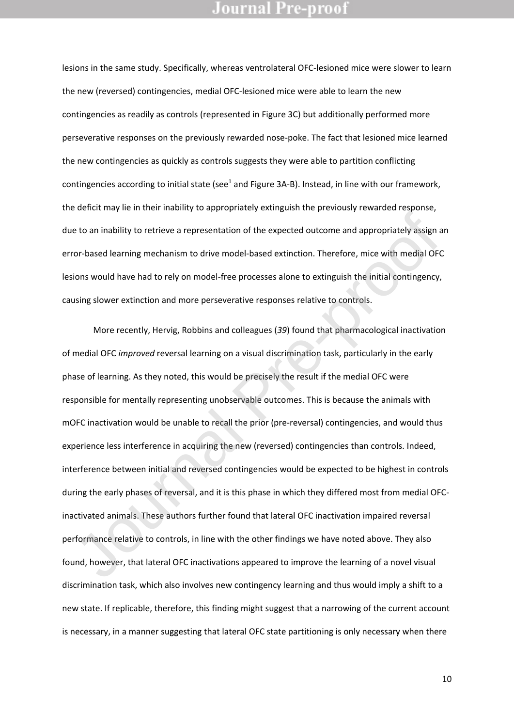lesions in the same study. Specifically, whereas ventrolateral OFC-lesioned mice were slower to learn the new (reversed) contingencies, medial OFC-lesioned mice were able to learn the new contingencies as readily as controls (represented in Figure 3C) but additionally performed more perseverative responses on the previously rewarded nose-poke. The fact that lesioned mice learned the new contingencies as quickly as controls suggests they were able to partition conflicting contingencies according to initial state (see[1] and Figure 3A-B). Instead, in line with our framework, the deficit may lie in their inability to appropriately extinguish the previously rewarded response, due to an inability to retrieve a representation of the expected outcome and appropriately assign an error-based learning mechanism to drive model-based extinction. Therefore, mice with medial OFC lesions would have had to rely on model-free processes alone to extinguish the initial contingency, causing slower extinction and more perseverative responses relative to controls.

More recently, Hervig, Robbins and colleagues (*39*) found that pharmacological inactivation of medial OFC *improved* reversal learning on a visual discrimination task, particularly in the early phase of learning. As they noted, this would be precisely the result if the medial OFC were responsible for mentally representing unobservable outcomes. This is because the animals with mOFC inactivation would be unable to recall the prior (pre-reversal) contingencies, and would thus experience less interference in acquiring the new (reversed) contingencies than controls. Indeed, interference between initial and reversed contingencies would be expected to be highest in controls during the early phases of reversal, and it is this phase in which they differed most from medial OFC-inactivated animals. These authors further found that lateral OFC inactivation impaired reversal performance relative to controls, in line with the other findings we have noted above. They also found, however, that lateral OFC inactivations appeared to improve the learning of a novel visual discrimination task, which also involves new contingency learning and thus would imply a shift to a new state. If replicable, therefore, this finding might suggest that a narrowing of the current account is necessary, in a manner suggesting that lateral OFC state partitioning is only necessary when there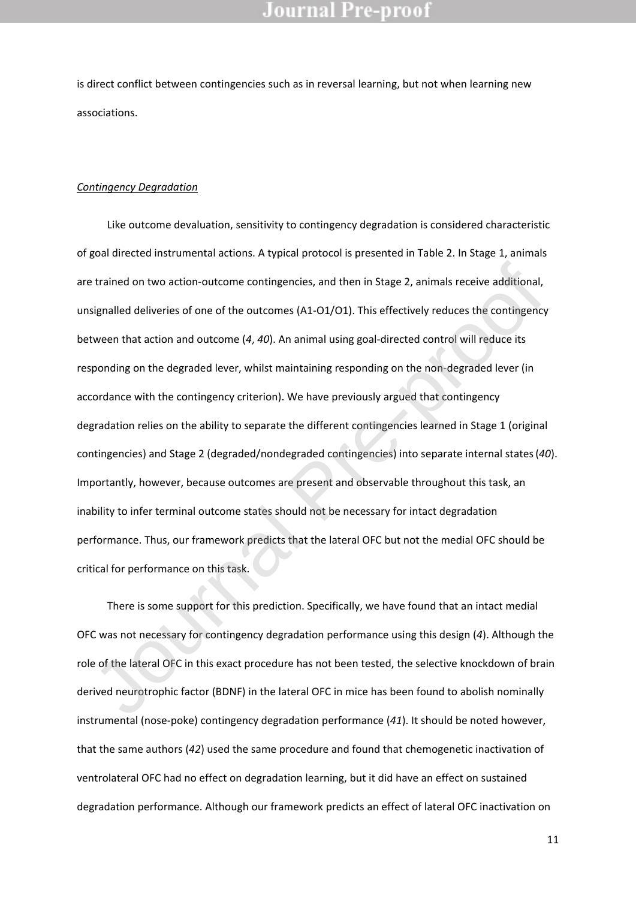is direct conflict between contingencies such as in reversal learning, but not when learning new associations.

*Contingency Degradation*

Like outcome devaluation, sensitivity to contingency degradation is considered characteristic of goal directed instrumental actions. A typical protocol is presented in Table 2. In Stage 1, animals are trained on two action-outcome contingencies, and then in Stage 2, animals receive additional, unsignalled deliveries of one of the outcomes (A1-O1/O1). This effectively reduces the contingency between that action and outcome (*4*, *40*). An animal using goal-directed control will reduce its responding on the degraded lever, whilst maintaining responding on the non-degraded lever (in accordance with the contingency criterion). We have previously argued that contingency degradation relies on the ability to separate the different contingencies learned in Stage 1 (original contingencies) and Stage 2 (degraded/nondegraded contingencies) into separate internal states (*40*). Importantly, however, because outcomes are present and observable throughout this task, an inability to infer terminal outcome states should not be necessary for intact degradation performance. Thus, our framework predicts that the lateral OFC but not the medial OFC should be critical for performance on this task.

There is some support for this prediction. Specifically, we have found that an intact medial OFC was not necessary for contingency degradation performance using this design (*4*). Although the role of the lateral OFC in this exact procedure has not been tested, the selective knockdown of brain derived neurotrophic factor (BDNF) in the lateral OFC in mice has been found to abolish nominally instrumental (nose-poke) contingency degradation performance (*41*). It should be noted however, that the same authors (*42*) used the same procedure and found that chemogenetic inactivation of ventrolateral OFC had no effect on degradation learning, but it did have an effect on sustained degradation performance. Although our framework predicts an effect of lateral OFC inactivation on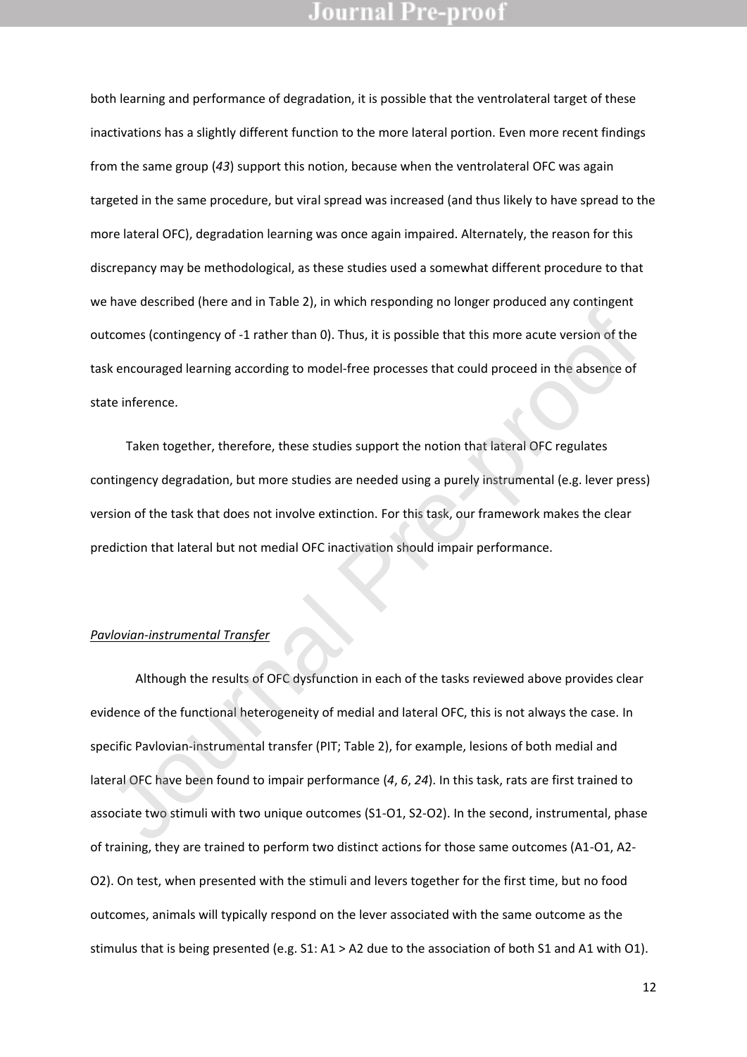both learning and performance of degradation, it is possible that the ventrolateral target of these inactivations has a slightly different function to the more lateral portion. Even more recent findings from the same group (*43*) support this notion, because when the ventrolateral OFC was again targeted in the same procedure, but viral spread was increased (and thus likely to have spread to the more lateral OFC), degradation learning was once again impaired. Alternately, the reason for this discrepancy may be methodological, as these studies used a somewhat different procedure to that we have described (here and in Table 2), in which responding no longer produced any contingent outcomes (contingency of -1 rather than 0). Thus, it is possible that this more acute version of the task encouraged learning according to model-free processes that could proceed in the absence of state inference.

Taken together, therefore, these studies support the notion that lateral OFC regulates contingency degradation, but more studies are needed using a purely instrumental (e.g. lever press) version of the task that does not involve extinction. For this task, our framework makes the clear prediction that lateral but not medial OFC inactivation should impair performance.

*Pavlovian-instrumental Transfer*

Although the results of OFC dysfunction in each of the tasks reviewed above provides clear evidence of the functional heterogeneity of medial and lateral OFC, this is not always the case. In specific Pavlovian-instrumental transfer (PIT; Table 2), for example, lesions of both medial and lateral OFC have been found to impair performance (*4*, *6*, *24*). In this task, rats are first trained to associate two stimuli with two unique outcomes (S1-O1, S2-O2). In the second, instrumental, phase of training, they are trained to perform two distinct actions for those same outcomes (A1-O1, A2-O2). On test, when presented with the stimuli and levers together for the first time, but no food outcomes, animals will typically respond on the lever associated with the same outcome as the stimulus that is being presented (e.g. S1: A1 > A2 due to the association of both S1 and A1 with O1).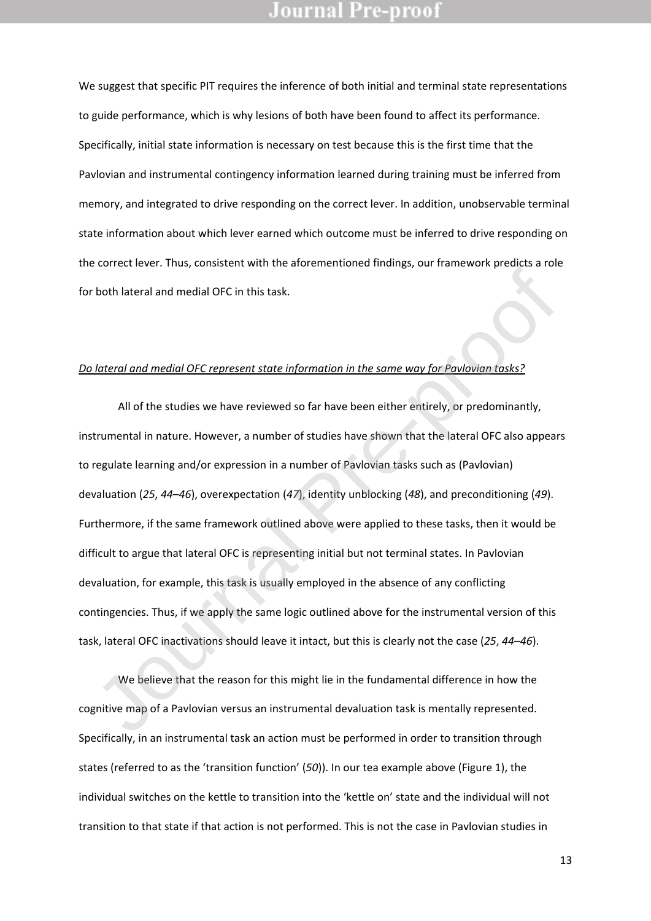We suggest that specific PIT requires the inference of both initial and terminal state representations to guide performance, which is why lesions of both have been found to affect its performance. Specifically, initial state information is necessary on test because this is the first time that the Pavlovian and instrumental contingency information learned during training must be inferred from memory, and integrated to drive responding on the correct lever. In addition, unobservable terminal state information about which lever earned which outcome must be inferred to drive responding on the correct lever. Thus, consistent with the aforementioned findings, our framework predicts a role for both lateral and medial OFC in this task.

*Do lateral and medial OFC represent state information in the same way for Pavlovian tasks?*

All of the studies we have reviewed so far have been either entirely, or predominantly, instrumental in nature. However, a number of studies have shown that the lateral OFC also appears to regulate learning and/or expression in a number of Pavlovian tasks such as (Pavlovian) devaluation (*25*, *44*–*46*), overexpectation (*47*), identity unblocking (*48*), and preconditioning (*49*). Furthermore, if the same framework outlined above were applied to these tasks, then it would be difficult to argue that lateral OFC is representing initial but not terminal states. In Pavlovian devaluation, for example, this task is usually employed in the absence of any conflicting contingencies. Thus, if we apply the same logic outlined above for the instrumental version of this task, lateral OFC inactivations should leave it intact, but this is clearly not the case (*25*, *44*–*46*).

We believe that the reason for this might lie in the fundamental difference in how the cognitive map of a Pavlovian versus an instrumental devaluation task is mentally represented. Specifically, in an instrumental task an action must be performed in order to transition through states (referred to as the 'transition function' (*50*)). In our tea example above (Figure 1), the individual switches on the kettle to transition into the 'kettle on' state and the individual will not transition to that state if that action is not performed. This is not the case in Pavlovian studies in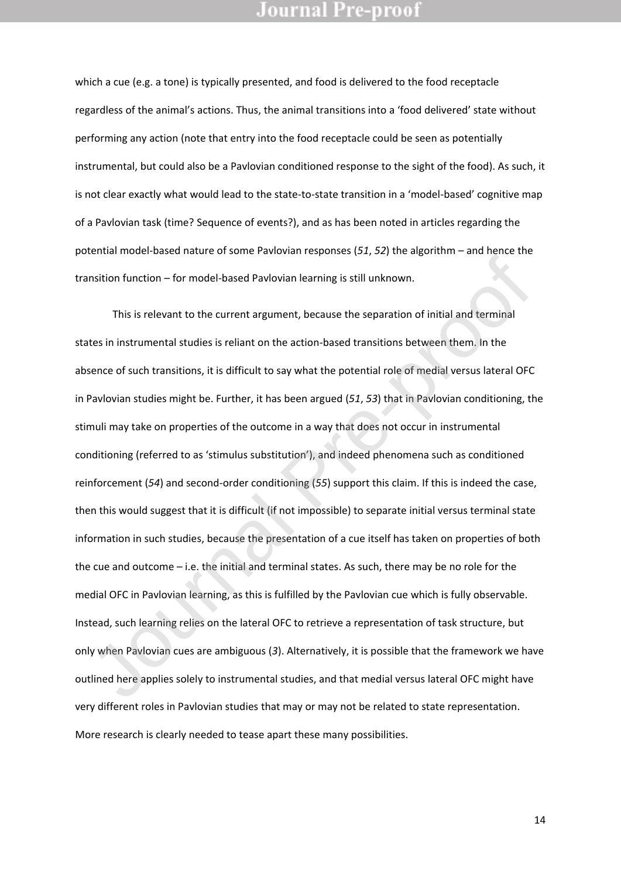which a cue (e.g. a tone) is typically presented, and food is delivered to the food receptacle regardless of the animal's actions. Thus, the animal transitions into a 'food delivered' state without performing any action (note that entry into the food receptacle could be seen as potentially instrumental, but could also be a Pavlovian conditioned response to the sight of the food). As such, it is not clear exactly what would lead to the state-to-state transition in a 'model-based' cognitive map of a Pavlovian task (time? Sequence of events?), and as has been noted in articles regarding the potential model-based nature of some Pavlovian responses (*51*, *52*) the algorithm – and hence the transition function – for model-based Pavlovian learning is still unknown.

This is relevant to the current argument, because the separation of initial and terminal states in instrumental studies is reliant on the action-based transitions between them. In the absence of such transitions, it is difficult to say what the potential role of medial versus lateral OFC in Pavlovian studies might be. Further, it has been argued (*51*, *53*) that in Pavlovian conditioning, the stimuli may take on properties of the outcome in a way that does not occur in instrumental conditioning (referred to as 'stimulus substitution'), and indeed phenomena such as conditioned reinforcement (*54*) and second-order conditioning (*55*) support this claim. If this is indeed the case, then this would suggest that it is difficult (if not impossible) to separate initial versus terminal state information in such studies, because the presentation of a cue itself has taken on properties of both the cue and outcome – i.e. the initial and terminal states. As such, there may be no role for the medial OFC in Pavlovian learning, as this is fulfilled by the Pavlovian cue which is fully observable. Instead, such learning relies on the lateral OFC to retrieve a representation of task structure, but only when Pavlovian cues are ambiguous (*3*). Alternatively, it is possible that the framework we have outlined here applies solely to instrumental studies, and that medial versus lateral OFC might have very different roles in Pavlovian studies that may or may not be related to state representation. More research is clearly needed to tease apart these many possibilities.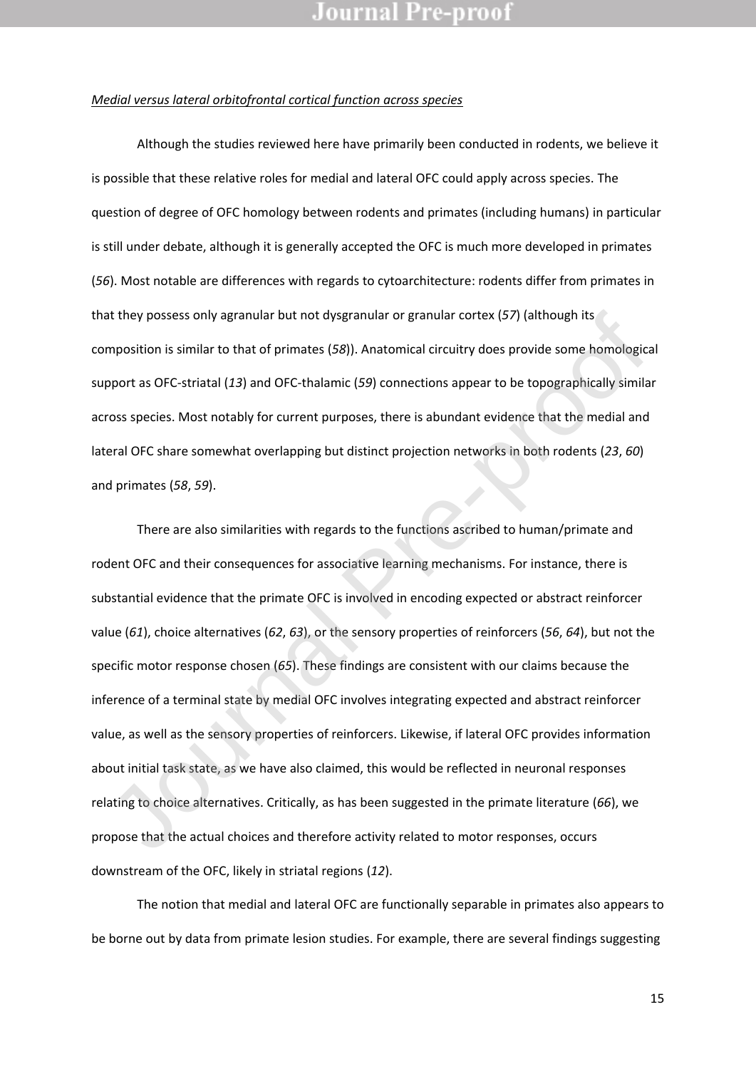*Medial versus lateral orbitofrontal cortical function across species*

Although the studies reviewed here have primarily been conducted in rodents, we believe it is possible that these relative roles for medial and lateral OFC could apply across species. The question of degree of OFC homology between rodents and primates (including humans) in particular is still under debate, although it is generally accepted the OFC is much more developed in primates (*56*). Most notable are differences with regards to cytoarchitecture: rodents differ from primates in that they possess only agranular but not dysgranular or granular cortex (*57*) (although its composition is similar to that of primates (*58*)). Anatomical circuitry does provide some homological support as OFC-striatal (*13*) and OFC-thalamic (*59*) connections appear to be topographically similar across species. Most notably for current purposes, there is abundant evidence that the medial and lateral OFC share somewhat overlapping but distinct projection networks in both rodents (*23*, *60*) and primates (*58*, *59*).

There are also similarities with regards to the functions ascribed to human/primate and rodent OFC and their consequences for associative learning mechanisms. For instance, there is substantial evidence that the primate OFC is involved in encoding expected or abstract reinforcer value (*61*), choice alternatives (*62*, *63*), or the sensory properties of reinforcers (*56*, *64*), but not the specific motor response chosen (*65*). These findings are consistent with our claims because the inference of a terminal state by medial OFC involves integrating expected and abstract reinforcer value, as well as the sensory properties of reinforcers. Likewise, if lateral OFC provides information about initial task state, as we have also claimed, this would be reflected in neuronal responses relating to choice alternatives. Critically, as has been suggested in the primate literature (*66*), we propose that the actual choices and therefore activity related to motor responses, occurs downstream of the OFC, likely in striatal regions (*12*).

The notion that medial and lateral OFC are functionally separable in primates also appears to be borne out by data from primate lesion studies. For example, there are several findings suggesting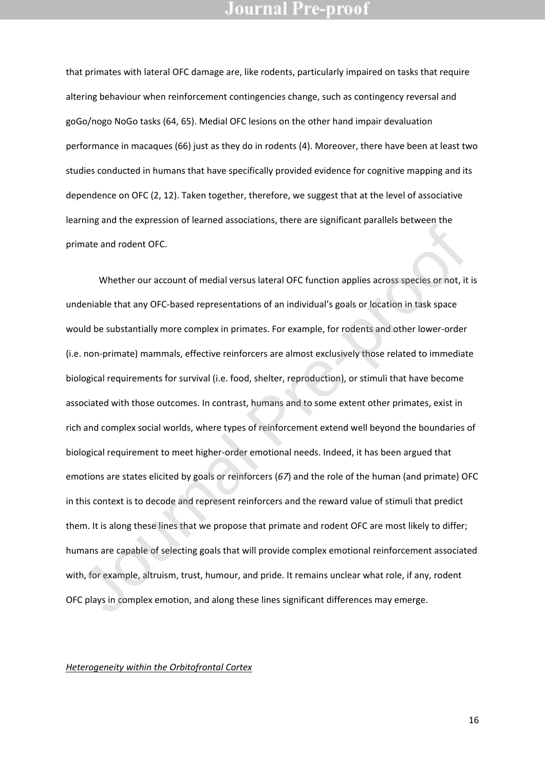that primates with lateral OFC damage are, like rodents, particularly impaired on tasks that require altering behaviour when reinforcement contingencies change, such as contingency reversal and goGo/nogo NoGo tasks (64, 65). Medial OFC lesions on the other hand impair devaluation performance in macaques (66) just as they do in rodents (4). Moreover, there have been at least two studies conducted in humans that have specifically provided evidence for cognitive mapping and its dependence on OFC (2, 12). Taken together, therefore, we suggest that at the level of associative learning and the expression of learned associations, there are significant parallels between the primate and rodent OFC.

Whether our account of medial versus lateral OFC function applies across species or not, it is undeniable that any OFC-based representations of an individual's goals or location in task space would be substantially more complex in primates. For example, for rodents and other lower-order (i.e. non-primate) mammals, effective reinforcers are almost exclusively those related to immediate biological requirements for survival (i.e. food, shelter, reproduction), or stimuli that have become associated with those outcomes. In contrast, humans and to some extent other primates, exist in rich and complex social worlds, where types of reinforcement extend well beyond the boundaries of biological requirement to meet higher-order emotional needs. Indeed, it has been argued that emotions are states elicited by goals or reinforcers (*67*) and the role of the human (and primate) OFC in this context is to decode and represent reinforcers and the reward value of stimuli that predict them. It is along these lines that we propose that primate and rodent OFC are most likely to differ; humans are capable of selecting goals that will provide complex emotional reinforcement associated with, for example, altruism, trust, humour, and pride. It remains unclear what role, if any, rodent OFC plays in complex emotion, and along these lines significant differences may emerge.

*Heterogeneity within the Orbitofrontal Cortex*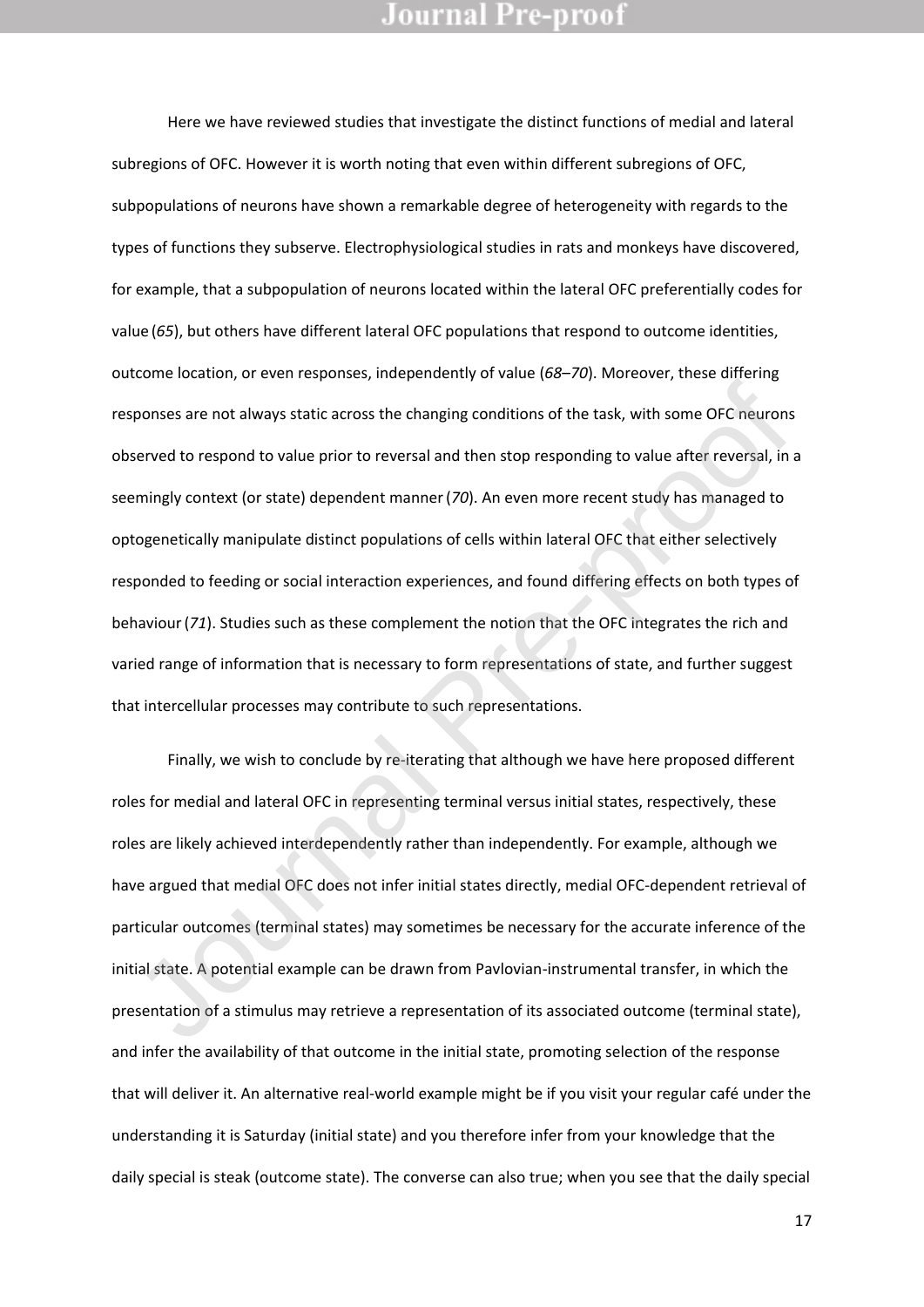Here we have reviewed studies that investigate the distinct functions of medial and lateral subregions of OFC. However it is worth noting that even within different subregions of OFC, subpopulations of neurons have shown a remarkable degree of heterogeneity with regards to the types of functions they subserve. Electrophysiological studies in rats and monkeys have discovered, for example, that a subpopulation of neurons located within the lateral OFC preferentially codes for value (*65*), but others have different lateral OFC populations that respond to outcome identities, outcome location, or even responses, independently of value (*68*–*70*). Moreover, these differing responses are not always static across the changing conditions of the task, with some OFC neurons observed to respond to value prior to reversal and then stop responding to value after reversal, in a seemingly context (or state) dependent manner (*70*). An even more recent study has managed to optogenetically manipulate distinct populations of cells within lateral OFC that either selectively responded to feeding or social interaction experiences, and found differing effects on both types of behaviour (*71*). Studies such as these complement the notion that the OFC integrates the rich and varied range of information that is necessary to form representations of state, and further suggest that intercellular processes may contribute to such representations.

Finally, we wish to conclude by re-iterating that although we have here proposed different roles for medial and lateral OFC in representing terminal versus initial states, respectively, these roles are likely achieved interdependently rather than independently. For example, although we have argued that medial OFC does not infer initial states directly, medial OFC-dependent retrieval of particular outcomes (terminal states) may sometimes be necessary for the accurate inference of the initial state. A potential example can be drawn from Pavlovian-instrumental transfer, in which the presentation of a stimulus may retrieve a representation of its associated outcome (terminal state), and infer the availability of that outcome in the initial state, promoting selection of the response that will deliver it. An alternative real-world example might be if you visit your regular café under the understanding it is Saturday (initial state) and you therefore infer from your knowledge that the daily special is steak (outcome state). The converse can also true; when you see that the daily special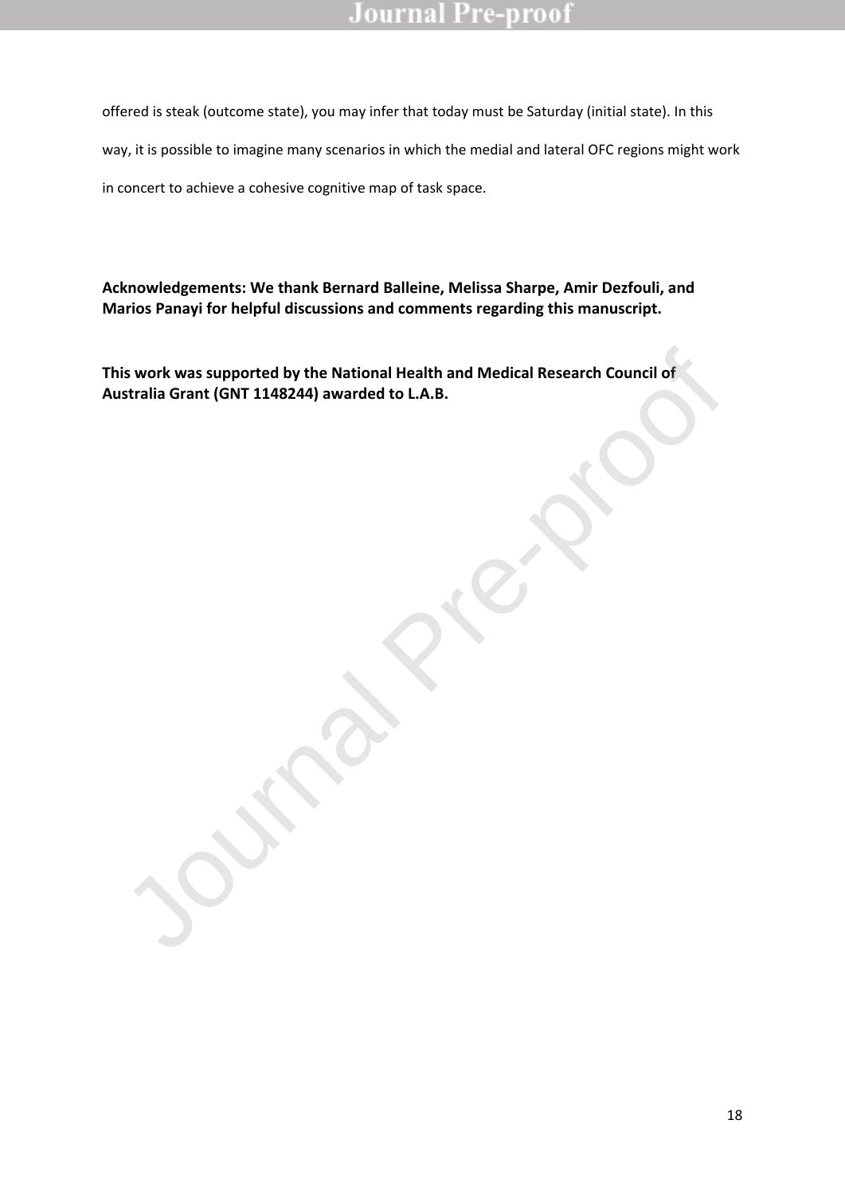offered is steak (outcome state), you may infer that today must be Saturday (initial state). In this way, it is possible to imagine many scenarios in which the medial and lateral OFC regions might work in concert to achieve a cohesive cognitive map of task space.

**Acknowledgements: We thank Bernard Balleine, Melissa Sharpe, Amir Dezfouli, and Marios Panayi for helpful discussions and comments regarding this manuscript.**

**This work was supported by the National Health and Medical Research Council of Australia Grant (GNT 1148244) awarded to L.A.B.**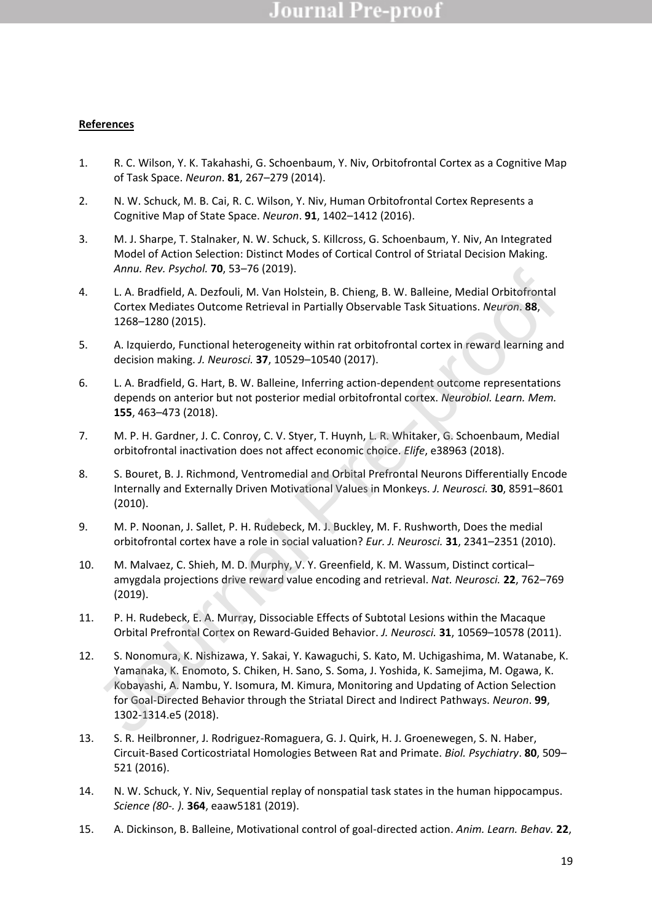**References**

1. R. C. Wilson, Y. K. Takahashi, G. Schoenbaum, Y. Niv, Orbitofrontal Cortex as a Cognitive Map of Task Space. *Neuron*. **81**, 267–279 (2014).

2. N. W. Schuck, M. B. Cai, R. C. Wilson, Y. Niv, Human Orbitofrontal Cortex Represents a Cognitive Map of State Space. *Neuron*. **91**, 1402–1412 (2016).

3. M. J. Sharpe, T. Stalnaker, N. W. Schuck, S. Killcross, G. Schoenbaum, Y. Niv, An Integrated Model of Action Selection: Distinct Modes of Cortical Control of Striatal Decision Making. *Annu. Rev. Psychol.* **70**, 53–76 (2019).

4. L. A. Bradfield, A. Dezfouli, M. Van Holstein, B. Chieng, B. W. Balleine, Medial Orbitofrontal Cortex Mediates Outcome Retrieval in Partially Observable Task Situations. *Neuron*. **88**, 1268–1280 (2015).

5. A. Izquierdo, Functional heterogeneity within rat orbitofrontal cortex in reward learning and decision making. *J. Neurosci.* **37**, 10529–10540 (2017).

6. L. A. Bradfield, G. Hart, B. W. Balleine, Inferring action-dependent outcome representations depends on anterior but not posterior medial orbitofrontal cortex. *Neurobiol. Learn. Mem.* **155**, 463–473 (2018).

7. M. P. H. Gardner, J. C. Conroy, C. V. Styer, T. Huynh, L. R. Whitaker, G. Schoenbaum, Medial orbitofrontal inactivation does not affect economic choice. *Elife*, e38963 (2018).

8. S. Bouret, B. J. Richmond, Ventromedial and Orbital Prefrontal Neurons Differentially Encode Internally and Externally Driven Motivational Values in Monkeys. *J. Neurosci.* **30**, 8591–8601 (2010).

9. M. P. Noonan, J. Sallet, P. H. Rudebeck, M. J. Buckley, M. F. Rushworth, Does the medial orbitofrontal cortex have a role in social valuation? *Eur. J. Neurosci.* **31**, 2341–2351 (2010).

10. M. Malvaez, C. Shieh, M. D. Murphy, V. Y. Greenfield, K. M. Wassum, Distinct cortical–amygdala projections drive reward value encoding and retrieval. *Nat. Neurosci.* **22**, 762–769 (2019).

11. P. H. Rudebeck, E. A. Murray, Dissociable Effects of Subtotal Lesions within the Macaque Orbital Prefrontal Cortex on Reward-Guided Behavior. *J. Neurosci.* **31**, 10569–10578 (2011).

12. S. Nonomura, K. Nishizawa, Y. Sakai, Y. Kawaguchi, S. Kato, M. Uchigashima, M. Watanabe, K. Yamanaka, K. Enomoto, S. Chiken, H. Sano, S. Soma, J. Yoshida, K. Samejima, M. Ogawa, K. Kobayashi, A. Nambu, Y. Isomura, M. Kimura, Monitoring and Updating of Action Selection for Goal-Directed Behavior through the Striatal Direct and Indirect Pathways. *Neuron*. **99**, 1302-1314.e5 (2018).

13. S. R. Heilbronner, J. Rodriguez-Romaguera, G. J. Quirk, H. J. Groenewegen, S. N. Haber, Circuit-Based Corticostriatal Homologies Between Rat and Primate. *Biol. Psychiatry*. **80**, 509–521 (2016).

14. N. W. Schuck, Y. Niv, Sequential replay of nonspatial task states in the human hippocampus. *Science (80-. ).* **364**, eaaw5181 (2019).

15. A. Dickinson, B. Balleine, Motivational control of goal-directed action. *Anim. Learn. Behav.* **22**,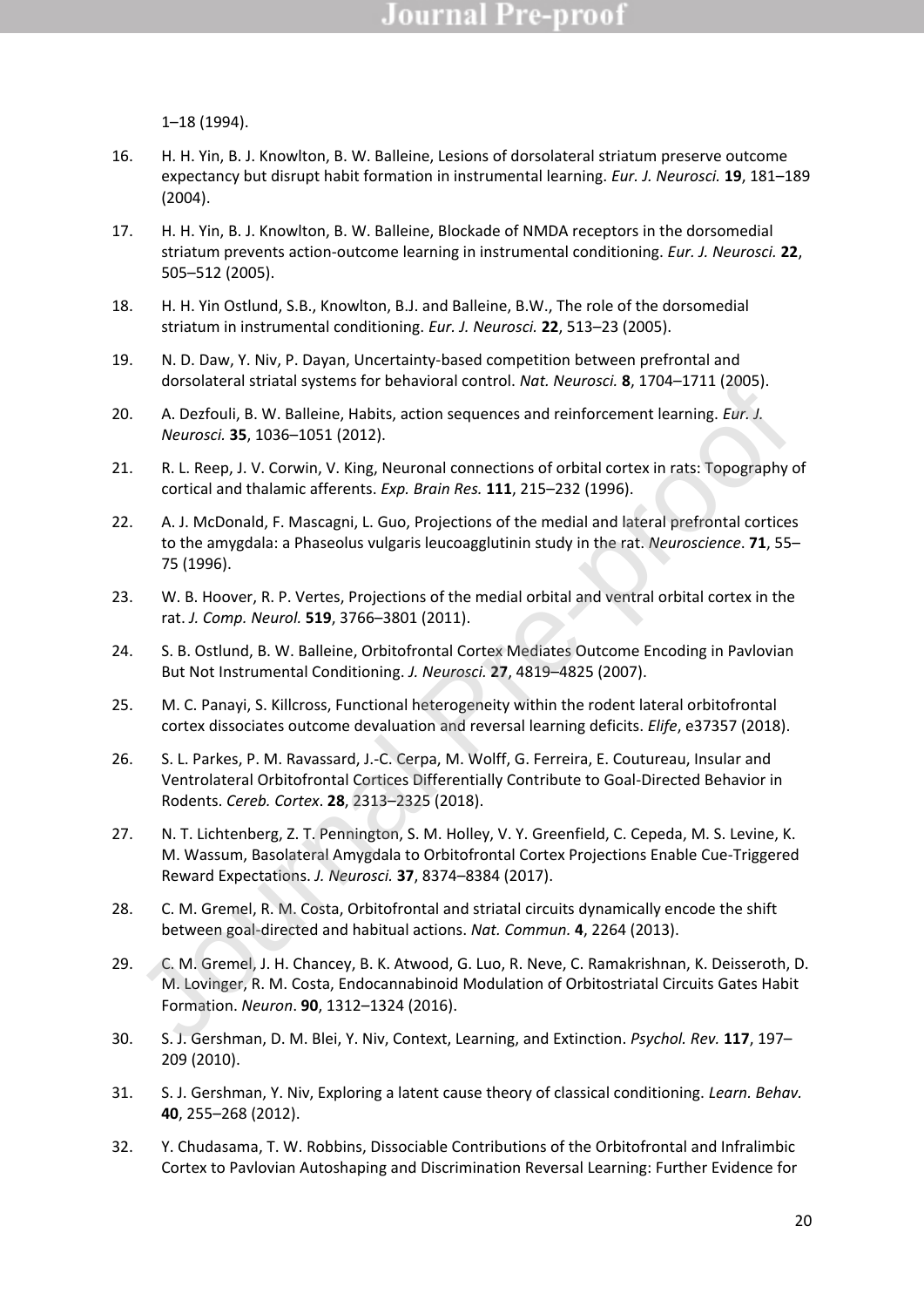1–18 (1994).

16. H. H. Yin, B. J. Knowlton, B. W. Balleine, Lesions of dorsolateral striatum preserve outcome expectancy but disrupt habit formation in instrumental learning. *Eur. J. Neurosci.* **19**, 181–189 (2004).

17. H. H. Yin, B. J. Knowlton, B. W. Balleine, Blockade of NMDA receptors in the dorsomedial striatum prevents action-outcome learning in instrumental conditioning. *Eur. J. Neurosci.* **22**, 505–512 (2005).

18. H. H. Yin Ostlund, S.B., Knowlton, B.J. and Balleine, B.W., The role of the dorsomedial striatum in instrumental conditioning. *Eur. J. Neurosci.* **22**, 513–23 (2005).

19. N. D. Daw, Y. Niv, P. Dayan, Uncertainty-based competition between prefrontal and dorsolateral striatal systems for behavioral control. *Nat. Neurosci.* **8**, 1704–1711 (2005).

20. A. Dezfouli, B. W. Balleine, Habits, action sequences and reinforcement learning. *Eur. J. Neurosci.* **35**, 1036–1051 (2012).

21. R. L. Reep, J. V. Corwin, V. King, Neuronal connections of orbital cortex in rats: Topography of cortical and thalamic afferents. *Exp. Brain Res.* **111**, 215–232 (1996).

22. A. J. McDonald, F. Mascagni, L. Guo, Projections of the medial and lateral prefrontal cortices to the amygdala: a Phaseolus vulgaris leucoagglutinin study in the rat. *Neuroscience*. **71**, 55–75 (1996).

23. W. B. Hoover, R. P. Vertes, Projections of the medial orbital and ventral orbital cortex in the rat. *J. Comp. Neurol.* **519**, 3766–3801 (2011).

24. S. B. Ostlund, B. W. Balleine, Orbitofrontal Cortex Mediates Outcome Encoding in Pavlovian But Not Instrumental Conditioning. *J. Neurosci.* **27**, 4819–4825 (2007).

25. M. C. Panayi, S. Killcross, Functional heterogeneity within the rodent lateral orbitofrontal cortex dissociates outcome devaluation and reversal learning deficits. *Elife*, e37357 (2018).

26. S. L. Parkes, P. M. Ravassard, J.-C. Cerpa, M. Wolff, G. Ferreira, E. Coutureau, Insular and Ventrolateral Orbitofrontal Cortices Differentially Contribute to Goal-Directed Behavior in Rodents. *Cereb. Cortex*. **28**, 2313–2325 (2018).

27. N. T. Lichtenberg, Z. T. Pennington, S. M. Holley, V. Y. Greenfield, C. Cepeda, M. S. Levine, K. M. Wassum, Basolateral Amygdala to Orbitofrontal Cortex Projections Enable Cue-Triggered Reward Expectations. *J. Neurosci.* **37**, 8374–8384 (2017).

28. C. M. Gremel, R. M. Costa, Orbitofrontal and striatal circuits dynamically encode the shift between goal-directed and habitual actions. *Nat. Commun.* **4**, 2264 (2013).

29. C. M. Gremel, J. H. Chancey, B. K. Atwood, G. Luo, R. Neve, C. Ramakrishnan, K. Deisseroth, D. M. Lovinger, R. M. Costa, Endocannabinoid Modulation of Orbitostriatal Circuits Gates Habit Formation. *Neuron*. **90**, 1312–1324 (2016).

30. S. J. Gershman, D. M. Blei, Y. Niv, Context, Learning, and Extinction. *Psychol. Rev.* **117**, 197–209 (2010).

31. S. J. Gershman, Y. Niv, Exploring a latent cause theory of classical conditioning. *Learn. Behav.* **40**, 255–268 (2012).

32. Y. Chudasama, T. W. Robbins, Dissociable Contributions of the Orbitofrontal and Infralimbic Cortex to Pavlovian Autoshaping and Discrimination Reversal Learning: Further Evidence for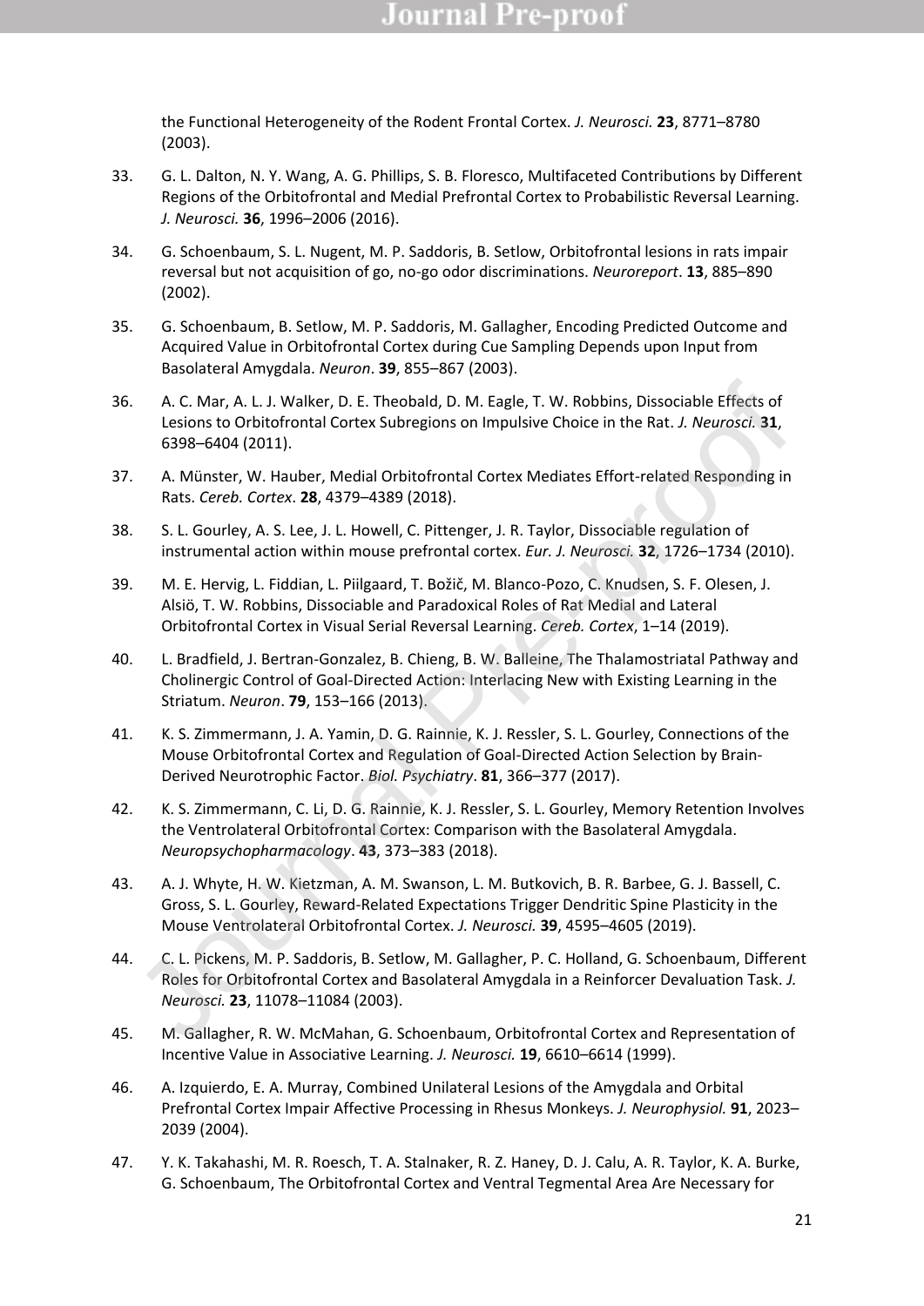the Functional Heterogeneity of the Rodent Frontal Cortex. *J. Neurosci.* **23**, 8771–8780 (2003).

33. G. L. Dalton, N. Y. Wang, A. G. Phillips, S. B. Floresco, Multifaceted Contributions by Different Regions of the Orbitofrontal and Medial Prefrontal Cortex to Probabilistic Reversal Learning. *J. Neurosci.* **36**, 1996–2006 (2016).

34. G. Schoenbaum, S. L. Nugent, M. P. Saddoris, B. Setlow, Orbitofrontal lesions in rats impair reversal but not acquisition of go, no-go odor discriminations. *Neuroreport*. **13**, 885–890 (2002).

35. G. Schoenbaum, B. Setlow, M. P. Saddoris, M. Gallagher, Encoding Predicted Outcome and Acquired Value in Orbitofrontal Cortex during Cue Sampling Depends upon Input from Basolateral Amygdala. *Neuron*. **39**, 855–867 (2003).

36. A. C. Mar, A. L. J. Walker, D. E. Theobald, D. M. Eagle, T. W. Robbins, Dissociable Effects of Lesions to Orbitofrontal Cortex Subregions on Impulsive Choice in the Rat. *J. Neurosci.* **31**, 6398–6404 (2011).

37. A. Münster, W. Hauber, Medial Orbitofrontal Cortex Mediates Effort-related Responding in Rats. *Cereb. Cortex*. **28**, 4379–4389 (2018).

38. S. L. Gourley, A. S. Lee, J. L. Howell, C. Pittenger, J. R. Taylor, Dissociable regulation of instrumental action within mouse prefrontal cortex. *Eur. J. Neurosci.* **32**, 1726–1734 (2010).

39. M. E. Hervig, L. Fiddian, L. Piilgaard, T. Božič, M. Blanco-Pozo, C. Knudsen, S. F. Olesen, J. Alsiö, T. W. Robbins, Dissociable and Paradoxical Roles of Rat Medial and Lateral Orbitofrontal Cortex in Visual Serial Reversal Learning. *Cereb. Cortex*, 1–14 (2019).

40. L. Bradfield, J. Bertran-Gonzalez, B. Chieng, B. W. Balleine, The Thalamostriatal Pathway and Cholinergic Control of Goal-Directed Action: Interlacing New with Existing Learning in the Striatum. *Neuron*. **79**, 153–166 (2013).

41. K. S. Zimmermann, J. A. Yamin, D. G. Rainnie, K. J. Ressler, S. L. Gourley, Connections of the Mouse Orbitofrontal Cortex and Regulation of Goal-Directed Action Selection by Brain-Derived Neurotrophic Factor. *Biol. Psychiatry*. **81**, 366–377 (2017).

42. K. S. Zimmermann, C. Li, D. G. Rainnie, K. J. Ressler, S. L. Gourley, Memory Retention Involves the Ventrolateral Orbitofrontal Cortex: Comparison with the Basolateral Amygdala. *Neuropsychopharmacology*. **43**, 373–383 (2018).

43. A. J. Whyte, H. W. Kietzman, A. M. Swanson, L. M. Butkovich, B. R. Barbee, G. J. Bassell, C. Gross, S. L. Gourley, Reward-Related Expectations Trigger Dendritic Spine Plasticity in the Mouse Ventrolateral Orbitofrontal Cortex. *J. Neurosci.* **39**, 4595–4605 (2019).

44. C. L. Pickens, M. P. Saddoris, B. Setlow, M. Gallagher, P. C. Holland, G. Schoenbaum, Different Roles for Orbitofrontal Cortex and Basolateral Amygdala in a Reinforcer Devaluation Task. *J. Neurosci.* **23**, 11078–11084 (2003).

45. M. Gallagher, R. W. McMahan, G. Schoenbaum, Orbitofrontal Cortex and Representation of Incentive Value in Associative Learning. *J. Neurosci.* **19**, 6610–6614 (1999).

46. A. Izquierdo, E. A. Murray, Combined Unilateral Lesions of the Amygdala and Orbital Prefrontal Cortex Impair Affective Processing in Rhesus Monkeys. *J. Neurophysiol.* **91**, 2023–2039 (2004).

47. Y. K. Takahashi, M. R. Roesch, T. A. Stalnaker, R. Z. Haney, D. J. Calu, A. R. Taylor, K. A. Burke, G. Schoenbaum, The Orbitofrontal Cortex and Ventral Tegmental Area Are Necessary for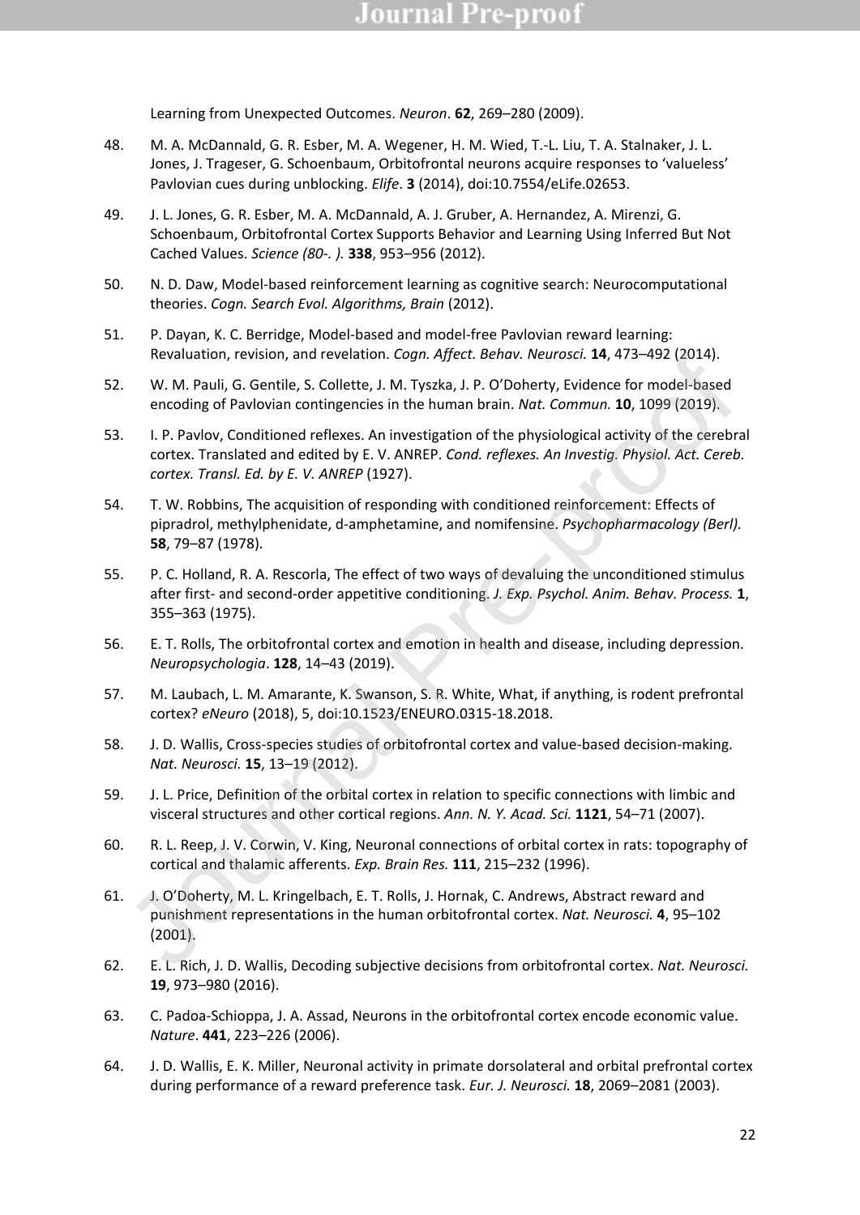Learning from Unexpected Outcomes. *Neuron*. **62**, 269–280 (2009).

48. M. A. McDannald, G. R. Esber, M. A. Wegener, H. M. Wied, T.-L. Liu, T. A. Stalnaker, J. L. Jones, J. Trageser, G. Schoenbaum, Orbitofrontal neurons acquire responses to 'valueless' Pavlovian cues during unblocking. *Elife*. **3** (2014), doi:10.7554/eLife.02653.

49. J. L. Jones, G. R. Esber, M. A. McDannald, A. J. Gruber, A. Hernandez, A. Mirenzi, G. Schoenbaum, Orbitofrontal Cortex Supports Behavior and Learning Using Inferred But Not Cached Values. *Science (80-. ).* **338**, 953–956 (2012).

50. N. D. Daw, Model-based reinforcement learning as cognitive search: Neurocomputational theories. *Cogn. Search Evol. Algorithms, Brain* (2012).

51. P. Dayan, K. C. Berridge, Model-based and model-free Pavlovian reward learning: Revaluation, revision, and revelation. *Cogn. Affect. Behav. Neurosci.* **14**, 473–492 (2014).

52. W. M. Pauli, G. Gentile, S. Collette, J. M. Tyszka, J. P. O'Doherty, Evidence for model-based encoding of Pavlovian contingencies in the human brain. *Nat. Commun.* **10**, 1099 (2019).

53. I. P. Pavlov, Conditioned reflexes. An investigation of the physiological activity of the cerebral cortex. Translated and edited by E. V. ANREP. *Cond. reflexes. An Investig. Physiol. Act. Cereb. cortex. Transl. Ed. by E. V. ANREP* (1927).

54. T. W. Robbins, The acquisition of responding with conditioned reinforcement: Effects of pipradrol, methylphenidate, d-amphetamine, and nomifensine. *Psychopharmacology (Berl).* **58**, 79–87 (1978).

55. P. C. Holland, R. A. Rescorla, The effect of two ways of devaluing the unconditioned stimulus after first- and second-order appetitive conditioning. *J. Exp. Psychol. Anim. Behav. Process.* **1**, 355–363 (1975).

56. E. T. Rolls, The orbitofrontal cortex and emotion in health and disease, including depression. *Neuropsychologia*. **128**, 14–43 (2019).

57. M. Laubach, L. M. Amarante, K. Swanson, S. R. White, What, if anything, is rodent prefrontal cortex? *eNeuro* (2018), 5, doi:10.1523/ENEURO.0315-18.2018.

58. J. D. Wallis, Cross-species studies of orbitofrontal cortex and value-based decision-making. *Nat. Neurosci.* **15**, 13–19 (2012).

59. J. L. Price, Definition of the orbital cortex in relation to specific connections with limbic and visceral structures and other cortical regions. *Ann. N. Y. Acad. Sci.* **1121**, 54–71 (2007).

60. R. L. Reep, J. V. Corwin, V. King, Neuronal connections of orbital cortex in rats: topography of cortical and thalamic afferents. *Exp. Brain Res.* **111**, 215–232 (1996).

61. J. O'Doherty, M. L. Kringelbach, E. T. Rolls, J. Hornak, C. Andrews, Abstract reward and punishment representations in the human orbitofrontal cortex. *Nat. Neurosci.* **4**, 95–102 (2001).

62. E. L. Rich, J. D. Wallis, Decoding subjective decisions from orbitofrontal cortex. *Nat. Neurosci.* **19**, 973–980 (2016).

63. C. Padoa-Schioppa, J. A. Assad, Neurons in the orbitofrontal cortex encode economic value. *Nature*. **441**, 223–226 (2006).

64. J. D. Wallis, E. K. Miller, Neuronal activity in primate dorsolateral and orbital prefrontal cortex during performance of a reward preference task. *Eur. J. Neurosci.* **18**, 2069–2081 (2003).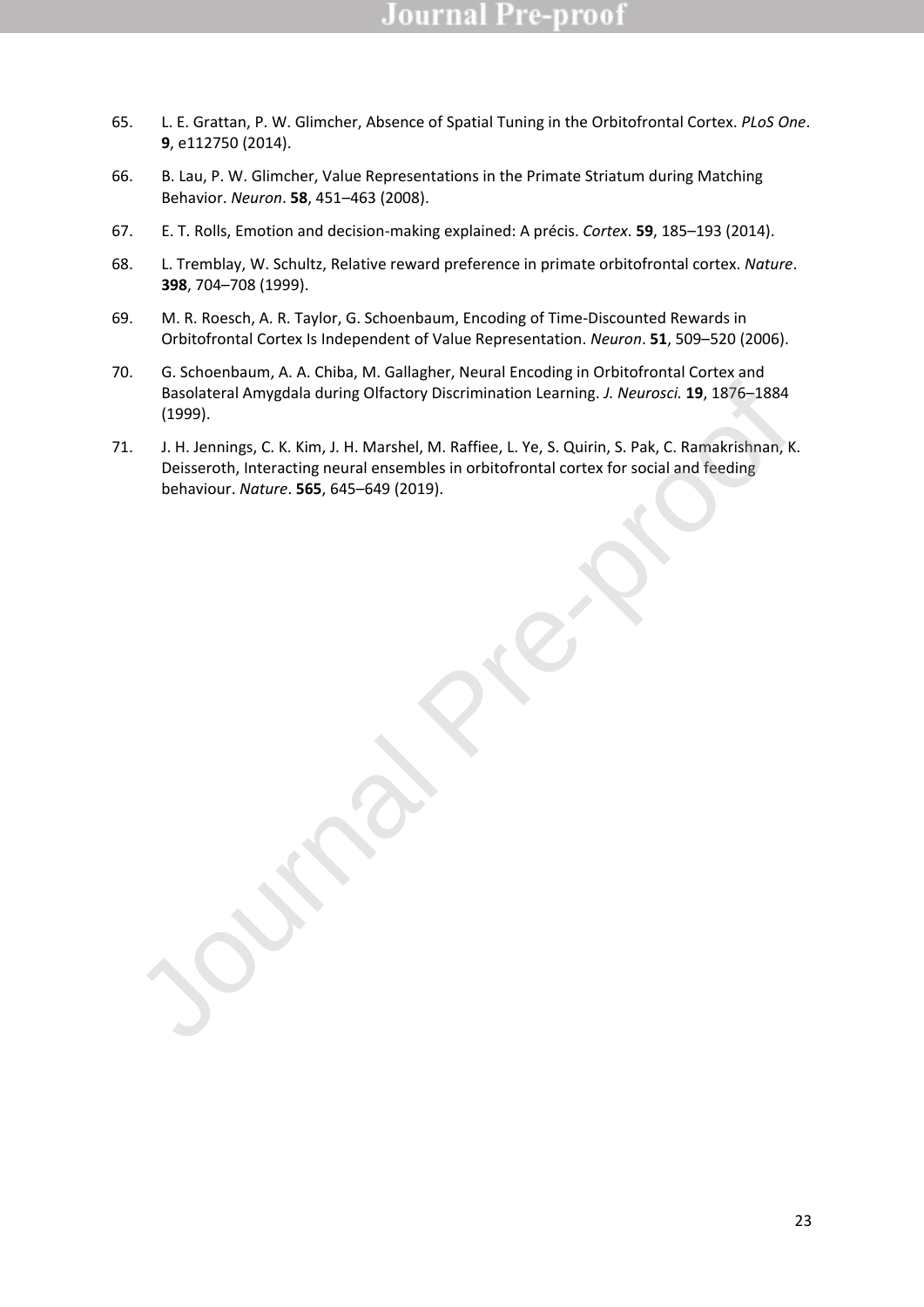65. L. E. Grattan, P. W. Glimcher, Absence of Spatial Tuning in the Orbitofrontal Cortex. *PLoS One*. **9**, e112750 (2014).

66. B. Lau, P. W. Glimcher, Value Representations in the Primate Striatum during Matching Behavior. *Neuron*. **58**, 451–463 (2008).

67. E. T. Rolls, Emotion and decision-making explained: A précis. *Cortex*. **59**, 185–193 (2014).

68. L. Tremblay, W. Schultz, Relative reward preference in primate orbitofrontal cortex. *Nature*. **398**, 704–708 (1999).

69. M. R. Roesch, A. R. Taylor, G. Schoenbaum, Encoding of Time-Discounted Rewards in Orbitofrontal Cortex Is Independent of Value Representation. *Neuron*. **51**, 509–520 (2006).

70. G. Schoenbaum, A. A. Chiba, M. Gallagher, Neural Encoding in Orbitofrontal Cortex and Basolateral Amygdala during Olfactory Discrimination Learning. *J. Neurosci.* **19**, 1876–1884 (1999).

71. J. H. Jennings, C. K. Kim, J. H. Marshel, M. Raffiee, L. Ye, S. Quirin, S. Pak, C. Ramakrishnan, K. Deisseroth, Interacting neural ensembles in orbitofrontal cortex for social and feeding behaviour. *Nature*. **565**, 645–649 (2019).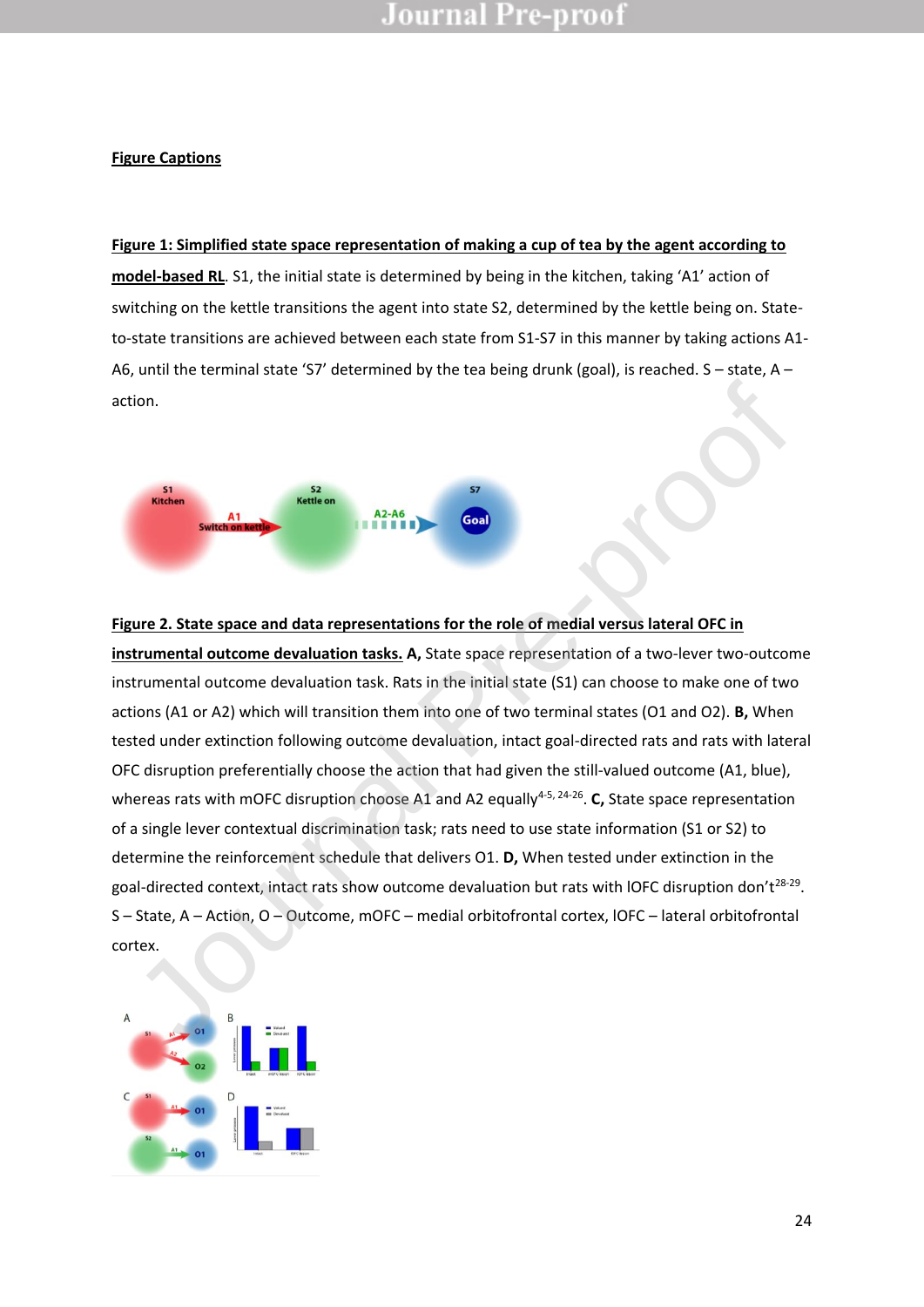## Figure Captions

**Figure 1: Simplified state space representation of making a cup of tea by the agent according to model-based RL**. S1, the initial state is determined by being in the kitchen, taking 'A1' action of switching on the kettle transitions the agent into state S2, determined by the kettle being on. State-to-state transitions are achieved between each state from S1-S7 in this manner by taking actions A1-A6, until the terminal state 'S7' determined by the tea being drunk (goal), is reached. S – state, A – action.

**Figure 2. State space and data representations for the role of medial versus lateral OFC in instrumental outcome devaluation tasks. A,** State space representation of a two-lever two-outcome instrumental outcome devaluation task. Rats in the initial state (S1) can choose to make one of two actions (A1 or A2) which will transition them into one of two terminal states (O1 and O2). **B,** When tested under extinction following outcome devaluation, intact goal-directed rats and rats with lateral OFC disruption preferentially choose the action that had given the still-valued outcome (A1, blue), whereas rats with mOFC disruption choose A1 and A2 equally[4-5, 24-26]. **C,** State space representation of a single lever contextual discrimination task; rats need to use state information (S1 or S2) to determine the reinforcement schedule that delivers O1. **D,** When tested under extinction in the goal-directed context, intact rats show outcome devaluation but rats with lOFC disruption don't[28-29]. S – State, A – Action, O – Outcome, mOFC – medial orbitofrontal cortex, lOFC – lateral orbitofrontal cortex.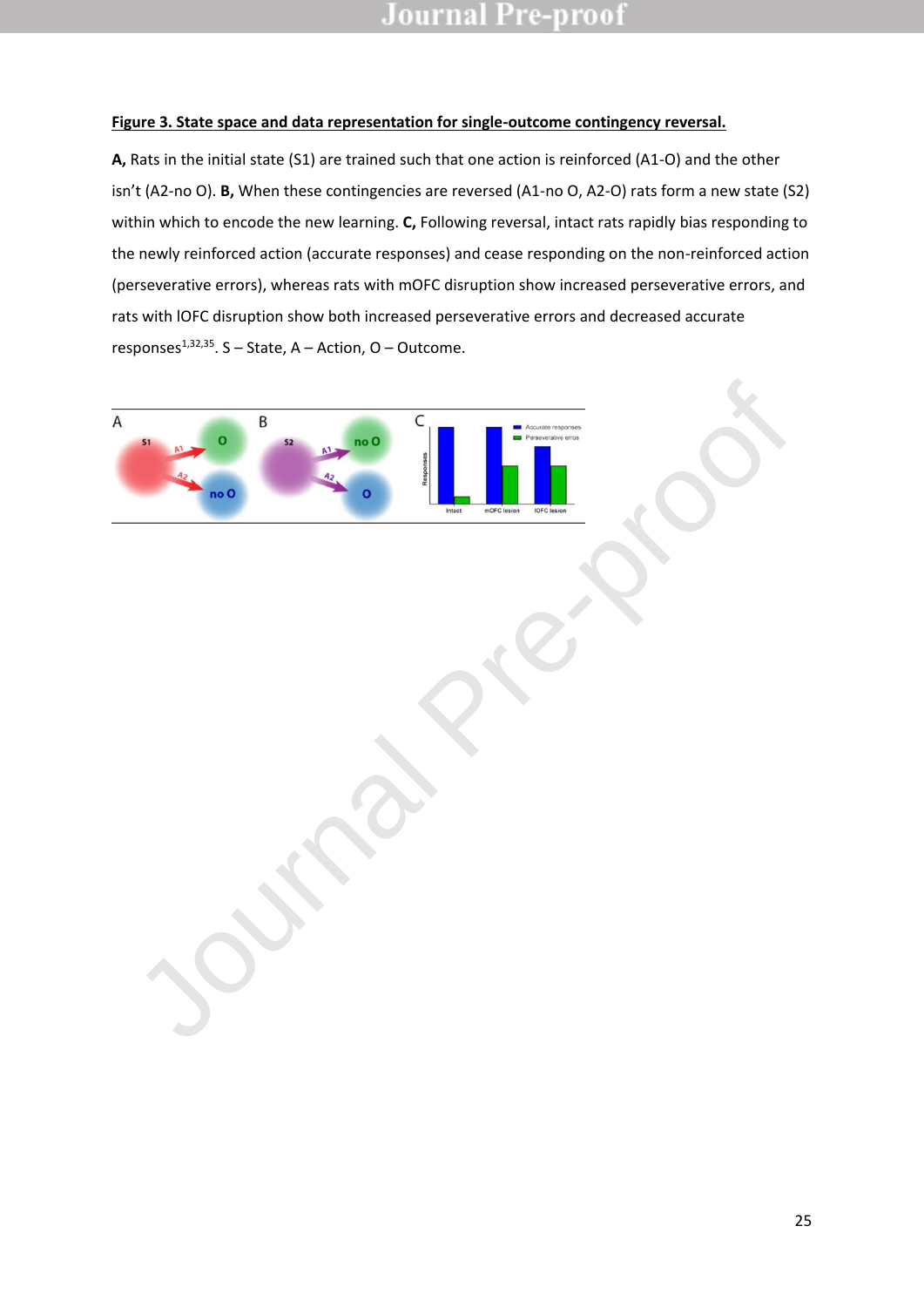**Figure 3. State space and data representation for single-outcome contingency reversal.**

**A,** Rats in the initial state (S1) are trained such that one action is reinforced (A1-O) and the other isn't (A2-no O). **B,** When these contingencies are reversed (A1-no O, A2-O) rats form a new state (S2) within which to encode the new learning. **C,** Following reversal, intact rats rapidly bias responding to the newly reinforced action (accurate responses) and cease responding on the non-reinforced action (perseverative errors), whereas rats with mOFC disruption show increased perseverative errors, and rats with lOFC disruption show both increased perseverative errors and decreased accurate responses[1,32,35]. S – State, A – Action, O – Outcome.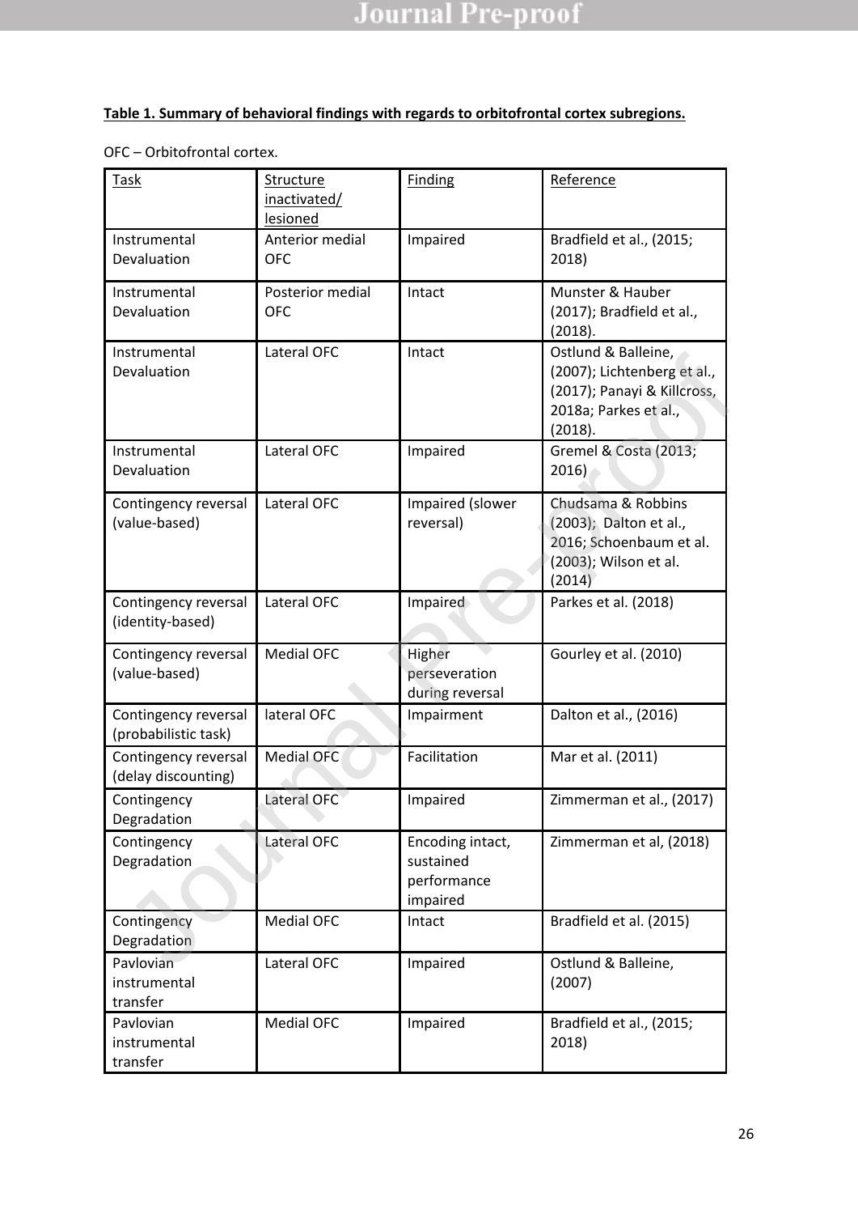**Table 1. Summary of behavioral findings with regards to orbitofrontal cortex subregions.**

OFC – Orbitofrontal cortex.

| Task | Structure inactivated/ lesioned | Finding | Reference |
|---|---|---|---|
| Instrumental Devaluation | Anterior medial OFC | Impaired | Bradfield et al., (2015; 2018) |
| Instrumental Devaluation | Posterior medial OFC | Intact | Munster & Hauber (2017); Bradfield et al., (2018). |
| Instrumental Devaluation | Lateral OFC | Intact | Ostlund & Balleine, (2007); Lichtenberg et al., (2017); Panayi & Killcross, 2018a; Parkes et al., (2018). |
| Instrumental Devaluation | Lateral OFC | Impaired | Gremel & Costa (2013; 2016) |
| Contingency reversal (value-based) | Lateral OFC | Impaired (slower reversal) | Chudsama & Robbins (2003); Dalton et al., 2016; Schoenbaum et al. (2003); Wilson et al. (2014) |
| Contingency reversal (identity-based) | Lateral OFC | Impaired | Parkes et al. (2018) |
| Contingency reversal (value-based) | Medial OFC | Higher perseveration during reversal | Gourley et al. (2010) |
| Contingency reversal (probabilistic task) | lateral OFC | Impairment | Dalton et al., (2016) |
| Contingency reversal (delay discounting) | Medial OFC | Facilitation | Mar et al. (2011) |
| Contingency Degradation | Lateral OFC | Impaired | Zimmerman et al., (2017) |
| Contingency Degradation | Lateral OFC | Encoding intact, sustained performance impaired | Zimmerman et al, (2018) |
| Contingency Degradation | Medial OFC | Intact | Bradfield et al. (2015) |
| Pavlovian instrumental transfer | Lateral OFC | Impaired | Ostlund & Balleine, (2007) |
| Pavlovian instrumental transfer | Medial OFC | Impaired | Bradfield et al., (2015; 2018) |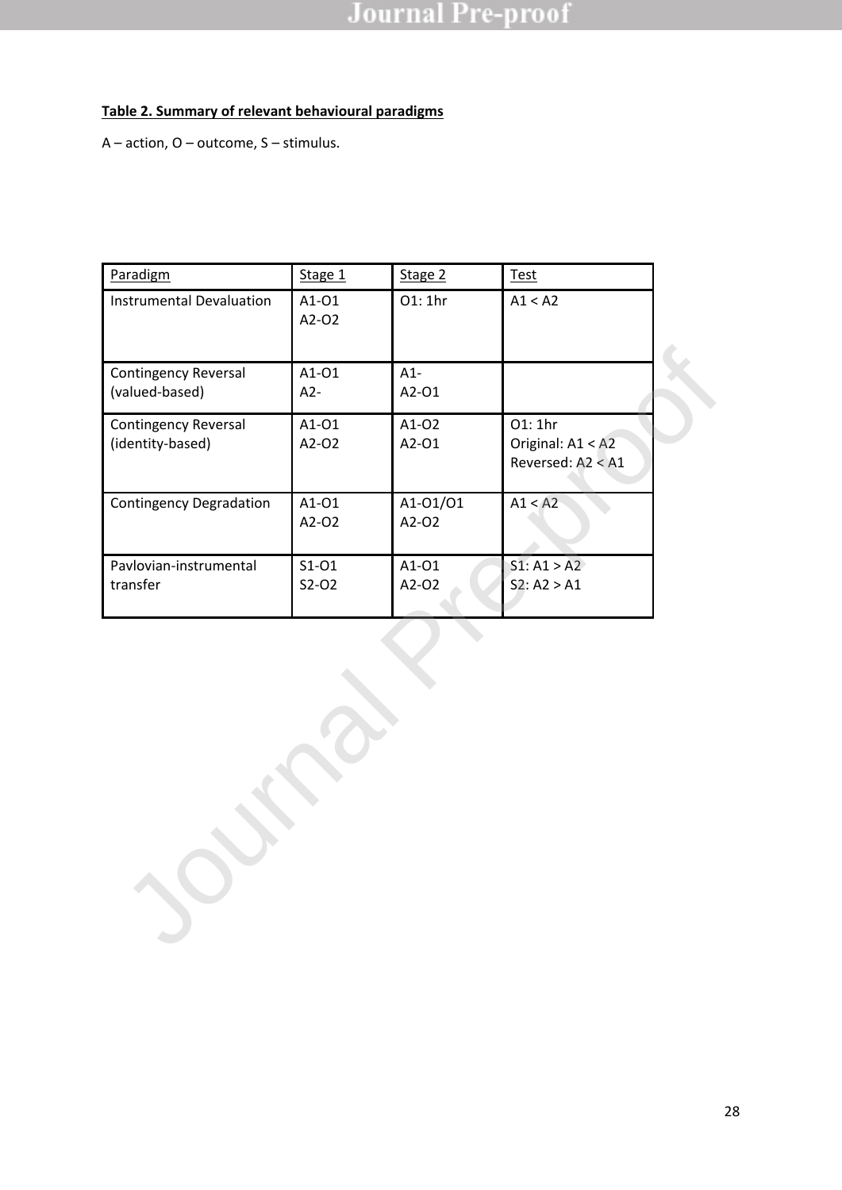**Table 2. Summary of relevant behavioural paradigms**

A – action, O – outcome, S – stimulus.

| Paradigm | Stage 1 | Stage 2 | Test |
|---|---|---|---|
| Instrumental Devaluation | A1-O1<br>A2-O2 | O1: 1hr | A1 < A2 |
| Contingency Reversal (valued-based) | A1-O1<br>A2- | A1-<br>A2-O1 | |
| Contingency Reversal (identity-based) | A1-O1<br>A2-O2 | A1-O2<br>A2-O1 | O1: 1hr<br>Original: A1 < A2<br>Reversed: A2 < A1 |
| Contingency Degradation | A1-O1<br>A2-O2 | A1-O1/O1<br>A2-O2 | A1 < A2 |
| Pavlovian-instrumental transfer | S1-O1<br>S2-O2 | A1-O1<br>A2-O2 | S1: A1 > A2<br>S2: A2 > A1 |